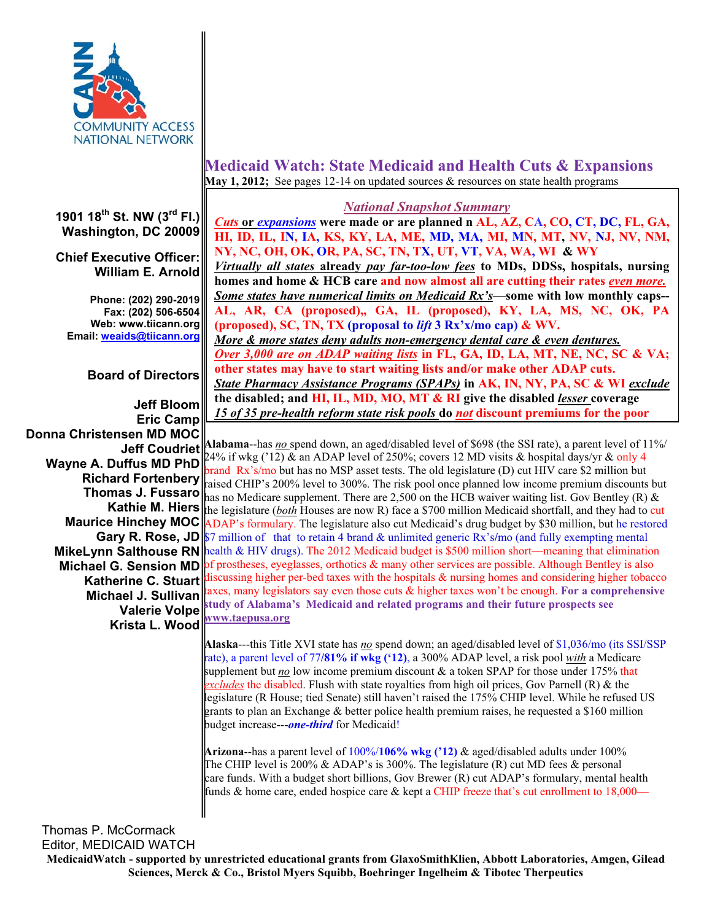COMMUNITY ACCESS NATIONAL NETWORK

1901 18th St. NW (3rd Fl.)
Washington, DC 20009

Chief Executive Officer:
William E. Arnold

Phone: (202) 290-2019
Fax: (202) 506-6504
Web: www.tiicann.org
Email: weaids@tiicann.org

Board of Directors

Jeff Bloom
Eric Camp
Donna Christensen MD MOC
Jeff Coudriet
Wayne A. Duffus MD PhD
Richard Fortenbery
Thomas J. Fussaro
Kathie M. Hiers
Maurice Hinchey MOC
Gary R. Rose, JD
MikeLynn Salthouse RN
Michael G. Sension MD
Katherine C. Stuart
Michael J. Sullivan
Valerie Volpe
Krista L. Wood

Thomas P. McCormack
Editor, MEDICAID WATCH

# Medicaid Watch: State Medicaid and Health Cuts & Expansions

**May 1, 2012;** See pages 12-14 on updated sources & resources on state health programs

## *National Snapshot Summary*

***Cuts*** **or** ***expansions*** **were made or are planned n AL, AZ, CA, CO, CT, DC, FL, GA, HI, ID, IL, IN, IA, KS, KY, LA, ME, MD, MA, MI, MN, MT, NV, NJ, NV, NM, NY, NC, OH, OK, OR, PA, SC, TN, TX, UT, VT, VA, WA, WI & WY**

***Virtually all states*** **already** ***pay far-too-low fees*** **to MDs, DDSs, hospitals, nursing homes and home & HCB care and now almost all are cutting their rates** ***even more.***

***Some states have numerical limits on Medicaid Rx's*****—some with low monthly caps--AL, AR, CA (proposed),, GA, IL (proposed), KY, LA, MS, NC, OK, PA (proposed), SC, TN, TX (proposal to** ***lift*** **3 Rx'x/mo cap) & WV.**

***More & more states deny adults non-emergency dental care & even dentures.***

***Over 3,000 are on ADAP waiting lists*** **in FL, GA, ID, LA, MT, NE, NC, SC & VA; other states may have to start waiting lists and/or make other ADAP cuts.**

***State Pharmacy Assistance Programs (SPAPs)*** **in AK, IN, NY, PA, SC & WI** ***exclude*** **the disabled; and HI, IL, MD, MO, MT & RI give the disabled** ***lesser*** **coverage**

***15 of 35 pre-health reform state risk pools*** **do** ***not*** **discount premiums for the poor**

**Alabama**--has *no* spend down, an aged/disabled level of $698 (the SSI rate), a parent level of 11%/24% if wkg ('12) & an ADAP level of 250%; covers 12 MD visits & hospital days/yr & only 4 brand Rx's/mo but has no MSP asset tests. The old legislature (D) cut HIV care $2 million but raised CHIP's 200% level to 300%. The risk pool once planned low income premium discounts but has no Medicare supplement. There are 2,500 on the HCB waiver waiting list. Gov Bentley (R) & the legislature (*both* Houses are now R) face a $700 million Medicaid shortfall, and they had to cut ADAP's formulary. The legislature also cut Medicaid's drug budget by $30 million, but he restored $7 million of that to retain 4 brand & unlimited generic Rx's/mo (and fully exempting mental health & HIV drugs). The 2012 Medicaid budget is $500 million short—meaning that elimination of prostheses, eyeglasses, orthotics & many other services are possible. Although Bentley is also discussing higher per-bed taxes with the hospitals & nursing homes and considering higher tobacco taxes, many legislators say even those cuts & higher taxes won't be enough. **For a comprehensive study of Alabama's Medicaid and related programs and their future prospects see www.taepusa.org**

**Alaska**---this Title XVI state has *no* spend down; an aged/disabled level of $1,036/mo (its SSI/SSP rate), a parent level of 77/**81% if wkg ('12)**, a 300% ADAP level, a risk pool *with* a Medicare supplement but *no* low income premium discount & a token SPAP for those under 175% that *excludes* the disabled. Flush with state royalties from high oil prices, Gov Parnell (R) & the legislature (R House; tied Senate) still haven't raised the 175% CHIP level. While he refused US grants to plan an Exchange & better police health premium raises, he requested a $160 million budget increase---***one-third*** for Medicaid!

**Arizona**--has a parent level of 100%/**106% wkg ('12)** & aged/disabled adults under 100% The CHIP level is 200% & ADAP's is 300%. The legislature (R) cut MD fees & personal care funds. With a budget short billions, Gov Brewer (R) cut ADAP's formulary, mental health funds & home care, ended hospice care & kept a CHIP freeze that's cut enrollment to 18,000—

**MedicaidWatch - supported by unrestricted educational grants from GlaxoSmithKlien, Abbott Laboratories, Amgen, Gilead Sciences, Merck & Co., Bristol Myers Squibb, Boehringer Ingelheim & Tibotec Therpeutics**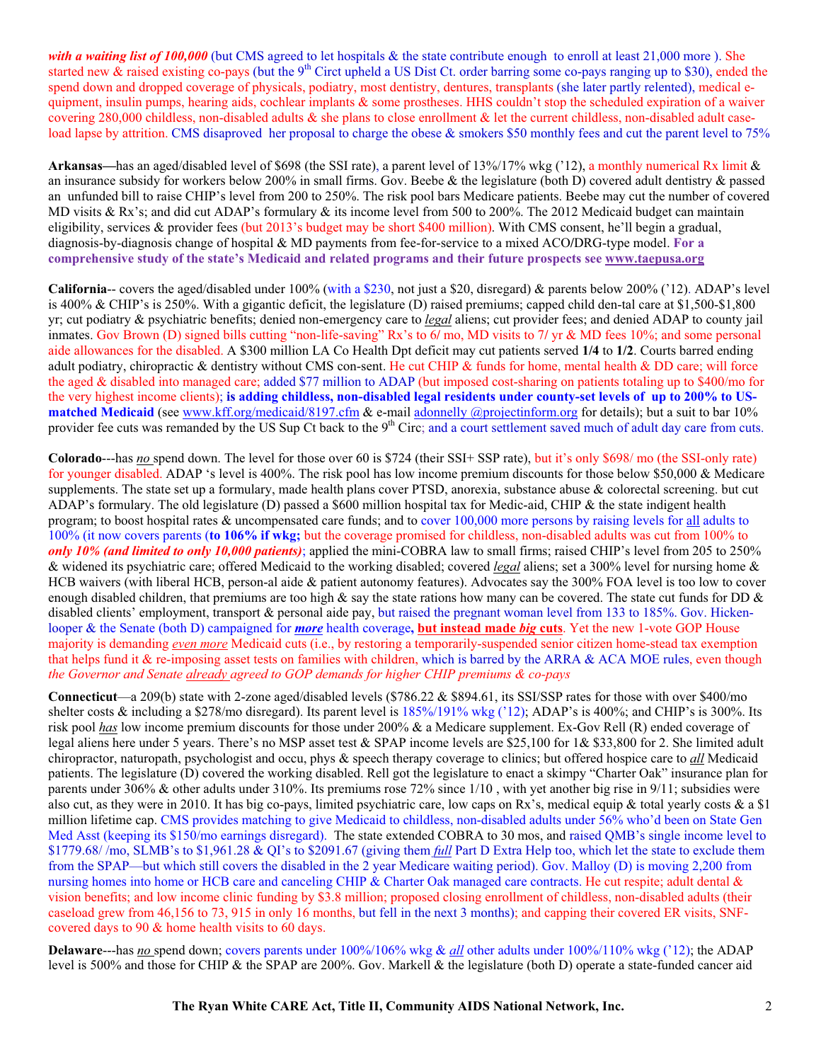***with a waiting list of 100,000*** (but CMS agreed to let hospitals & the state contribute enough to enroll at least 21,000 more ). She started new & raised existing co-pays (but the 9th Circt upheld a US Dist Ct. order barring some co-pays ranging up to $30), ended the spend down and dropped coverage of physicals, podiatry, most dentistry, dentures, transplants (she later partly relented), medical e-quipment, insulin pumps, hearing aids, cochlear implants & some prostheses. HHS couldn't stop the scheduled expiration of a waiver covering 280,000 childless, non-disabled adults & she plans to close enrollment & let the current childless, non-disabled adult case-load lapse by attrition. CMS disaproved her proposal to charge the obese & smokers $50 monthly fees and cut the parent level to 75%

**Arkansas—**has an aged/disabled level of $698 (the SSI rate), a parent level of 13%/17% wkg ('12), a monthly numerical Rx limit & an insurance subsidy for workers below 200% in small firms. Gov. Beebe & the legislature (both D) covered adult dentistry & passed an unfunded bill to raise CHIP's level from 200 to 250%. The risk pool bars Medicare patients. Beebe may cut the number of covered MD visits & Rx's; and did cut ADAP's formulary & its income level from 500 to 200%. The 2012 Medicaid budget can maintain eligibility, services & provider fees (but 2013's budget may be short $400 million). With CMS consent, he'll begin a gradual, diagnosis-by-diagnosis change of hospital & MD payments from fee-for-service to a mixed ACO/DRG-type model. **For a comprehensive study of the state's Medicaid and related programs and their future prospects see www.taepusa.org**

**California**-- covers the aged/disabled under 100% (with a $230, not just a $20, disregard) & parents below 200% ('12). ADAP's level is 400% & CHIP's is 250%. With a gigantic deficit, the legislature (D) raised premiums; capped child den-tal care at $1,500-$1,800 yr; cut podiatry & psychiatric benefits; denied non-emergency care to ***legal*** aliens; cut provider fees; and denied ADAP to county jail inmates. Gov Brown (D) signed bills cutting "non-life-saving" Rx's to 6/ mo, MD visits to 7/ yr & MD fees 10%; and some personal aide allowances for the disabled. A $300 million LA Co Health Dpt deficit may cut patients served **1/4** to **1/2**. Courts barred ending adult podiatry, chiropractic & dentistry without CMS con-sent. He cut CHIP & funds for home, mental health & DD care; will force the aged & disabled into managed care; added $77 million to ADAP (but imposed cost-sharing on patients totaling up to $400/mo for the very highest income clients); **is adding childless, non-disabled legal residents under county-set levels of up to 200% to US-matched Medicaid** (see www.kff.org/medicaid/8197.cfm & e-mail adonnelly @projectinform.org for details); but a suit to bar 10% provider fee cuts was remanded by the US Sup Ct back to the 9th Circ; and a court settlement saved much of adult day care from cuts.

**Colorado**---has ***no*** spend down. The level for those over 60 is $724 (their SSI+ SSP rate), but it's only $698/ mo (the SSI-only rate) for younger disabled. ADAP 's level is 400%. The risk pool has low income premium discounts for those below $50,000 & Medicare supplements. The state set up a formulary, made health plans cover PTSD, anorexia, substance abuse & colorectal screening. but cut ADAP's formulary. The old legislature (D) passed a $600 million hospital tax for Medic-aid, CHIP & the state indigent health program; to boost hospital rates & uncompensated care funds; and to cover 100,000 more persons by raising levels for all adults to 100% (it now covers parents (**to 106% if wkg;** but the coverage promised for childless, non-disabled adults was cut from 100% to ***only 10% (and limited to only 10,000 patients)***; applied the mini-COBRA law to small firms; raised CHIP's level from 205 to 250% & widened its psychiatric care; offered Medicaid to the working disabled; covered ***legal*** aliens; set a 300% level for nursing home & HCB waivers (with liberal HCB, person-al aide & patient autonomy features). Advocates say the 300% FOA level is too low to cover enough disabled children, that premiums are too high & say the state rations how many can be covered. The state cut funds for DD & disabled clients' employment, transport & personal aide pay, but raised the pregnant woman level from 133 to 185%. Gov. Hicken-looper & the Senate (both D) campaigned for ***more*** health coverage**, but instead made *big* cuts**. Yet the new 1-vote GOP House majority is demanding ***even more*** Medicaid cuts (i.e., by restoring a temporarily-suspended senior citizen home-stead tax exemption that helps fund it & re-imposing asset tests on families with children, which is barred by the ARRA & ACA MOE rules, even though *the Governor and Senate* ***already*** *agreed to GOP demands for higher CHIP premiums & co-pays*

**Connecticut**—a 209(b) state with 2-zone aged/disabled levels ($786.22 & $894.61, its SSI/SSP rates for those with over $400/mo shelter costs & including a $278/mo disregard). Its parent level is 185%/191% wkg ('12); ADAP's is 400%; and CHIP's is 300%. Its risk pool ***has*** low income premium discounts for those under 200% & a Medicare supplement. Ex-Gov Rell (R) ended coverage of legal aliens here under 5 years. There's no MSP asset test & SPAP income levels are $25,100 for 1& $33,800 for 2. She limited adult chiropractor, naturopath, psychologist and occu, phys & speech therapy coverage to clinics; but offered hospice care to ***all*** Medicaid patients. The legislature (D) covered the working disabled. Rell got the legislature to enact a skimpy "Charter Oak" insurance plan for parents under 306% & other adults under 310%. Its premiums rose 72% since 1/10 , with yet another big rise in 9/11; subsidies were also cut, as they were in 2010. It has big co-pays, limited psychiatric care, low caps on Rx's, medical equip & total yearly costs & a $1 million lifetime cap. CMS provides matching to give Medicaid to childless, non-disabled adults under 56% who'd been on State Gen Med Asst (keeping its $150/mo earnings disregard). The state extended COBRA to 30 mos, and raised QMB's single income level to $1779.68/ /mo, SLMB's to $1,961.28 & QI's to $2091.67 (giving them ***full*** Part D Extra Help too, which let the state to exclude them from the SPAP—but which still covers the disabled in the 2 year Medicare waiting period). Gov. Malloy (D) is moving 2,200 from nursing homes into home or HCB care and canceling CHIP & Charter Oak managed care contracts. He cut respite; adult dental & vision benefits; and low income clinic funding by $3.8 million; proposed closing enrollment of childless, non-disabled adults (their caseload grew from 46,156 to 73, 915 in only 16 months, but fell in the next 3 months); and capping their covered ER visits, SNF-covered days to 90 & home health visits to 60 days.

**Delaware**---has ***no*** spend down; covers parents under 100%/106% wkg & ***all*** other adults under 100%/110% wkg ('12); the ADAP level is 500% and those for CHIP & the SPAP are 200%. Gov. Markell & the legislature (both D) operate a state-funded cancer aid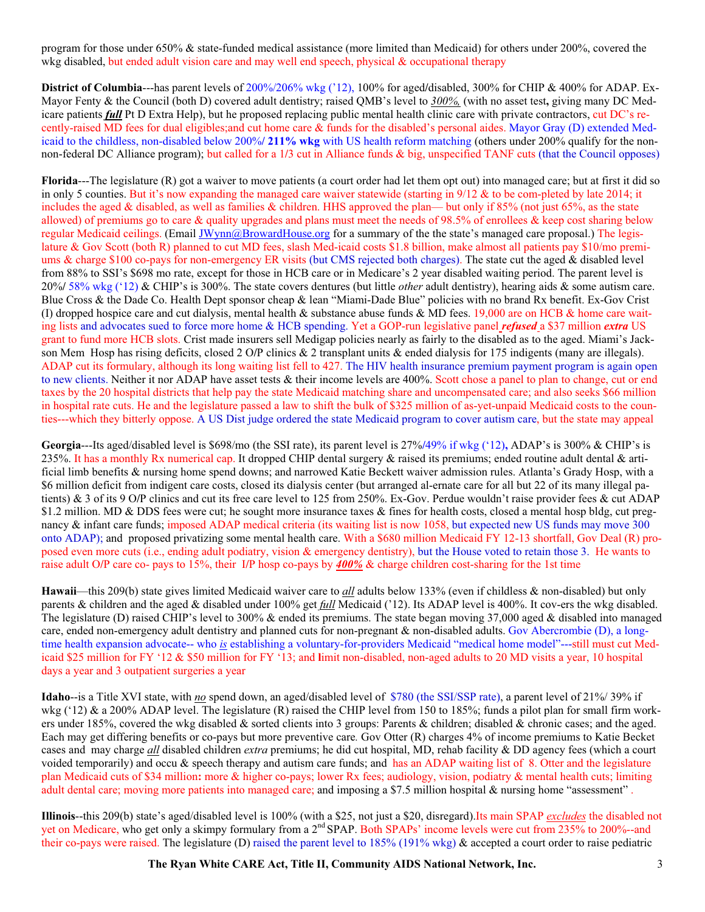program for those under 650% & state-funded medical assistance (more limited than Medicaid) for others under 200%, covered the wkg disabled, but ended adult vision care and may well end speech, physical & occupational therapy

**District of Columbia**---has parent levels of 200%/206% wkg ('12), 100% for aged/disabled, 300% for CHIP & 400% for ADAP. Ex-Mayor Fenty & the Council (both D) covered adult dentistry; raised QMB's level to ***300%,*** (with no asset test**,** giving many DC Medicare patients ***full*** Pt D Extra Help), but he proposed replacing public mental health clinic care with private contractors, cut DC's recently-raised MD fees for dual eligibles;and cut home care & funds for the disabled's personal aides. Mayor Gray (D) extended Medicaid to the childless, non-disabled below 200%/ **211% wkg** with US health reform matching (others under 200% qualify for the non-non-federal DC Alliance program); but called for a 1/3 cut in Alliance funds & big, unspecified TANF cuts (that the Council opposes)

**Florida**---The legislature (R) got a waiver to move patients (a court order had let them opt out) into managed care; but at first it did so in only 5 counties. But it's now expanding the managed care waiver statewide (starting in 9/12 & to be com-pleted by late 2014; it includes the aged & disabled, as well as families & children. HHS approved the plan— but only if 85% (not just 65%, as the state allowed) of premiums go to care & quality upgrades and plans must meet the needs of 98.5% of enrollees & keep cost sharing below regular Medicaid ceilings. (Email JWynn@BrowardHouse.org for a summary of the the state's managed care proposal.) The legislature & Gov Scott (both R) planned to cut MD fees, slash Med-icaid costs $1.8 billion, make almost all patients pay $10/mo premiums & charge $100 co-pays for non-emergency ER visits (but CMS rejected both charges). The state cut the aged & disabled level from 88% to SSI's $698 mo rate, except for those in HCB care or in Medicare's 2 year disabled waiting period. The parent level is 20%/ 58% wkg ('12) & CHIP's is 300%. The state covers dentures (but little *other* adult dentistry), hearing aids & some autism care. Blue Cross & the Dade Co. Health Dept sponsor cheap & lean "Miami-Dade Blue" policies with no brand Rx benefit. Ex-Gov Crist (I) dropped hospice care and cut dialysis, mental health & substance abuse funds & MD fees. 19,000 are on HCB & home care waiting lists and advocates sued to force more home & HCB spending. Yet a GOP-run legislative panel ***refused*** a $37 million ***extra*** US grant to fund more HCB slots. Crist made insurers sell Medigap policies nearly as fairly to the disabled as to the aged. Miami's Jackson Mem Hosp has rising deficits, closed 2 O/P clinics & 2 transplant units & ended dialysis for 175 indigents (many are illegals). ADAP cut its formulary, although its long waiting list fell to 427. The HIV health insurance premium payment program is again open to new clients. Neither it nor ADAP have asset tests & their income levels are 400%. Scott chose a panel to plan to change, cut or end taxes by the 20 hospital districts that help pay the state Medicaid matching share and uncompensated care; and also seeks $66 million in hospital rate cuts. He and the legislature passed a law to shift the bulk of $325 million of as-yet-unpaid Medicaid costs to the counties---which they bitterly oppose. A US Dist judge ordered the state Medicaid program to cover autism care, but the state may appeal

**Georgia**---Its aged/disabled level is $698/mo (the SSI rate), its parent level is 27%/49% if wkg ('12)**,** ADAP's is 300% & CHIP's is 235%. It has a monthly Rx numerical cap. It dropped CHIP dental surgery & raised its premiums; ended routine adult dental & artificial limb benefits & nursing home spend downs; and narrowed Katie Beckett waiver admission rules. Atlanta's Grady Hosp, with a $6 million deficit from indigent care costs, closed its dialysis center (but arranged al-ernate care for all but 22 of its many illegal patients) & 3 of its 9 O/P clinics and cut its free care level to 125 from 250%. Ex-Gov. Perdue wouldn't raise provider fees & cut ADAP $1.2 million. MD & DDS fees were cut; he sought more insurance taxes & fines for health costs, closed a mental hosp bldg, cut pregnancy & infant care funds; imposed ADAP medical criteria (its waiting list is now 1058, but expected new US funds may move 300 onto ADAP); and proposed privatizing some mental health care. With a $680 million Medicaid FY 12-13 shortfall, Gov Deal (R) proposed even more cuts (i.e., ending adult podiatry, vision & emergency dentistry), but the House voted to retain those 3. He wants to raise adult O/P care co- pays to 15%, their I/P hosp co-pays by ***400%*** & charge children cost-sharing for the 1st time

**Hawaii**—this 209(b) state gives limited Medicaid waiver care to ***all*** adults below 133% (even if childless & non-disabled) but only parents & children and the aged & disabled under 100% get ***full*** Medicaid ('12). Its ADAP level is 400%. It cov-ers the wkg disabled. The legislature (D) raised CHIP's level to 300% & ended its premiums. The state began moving 37,000 aged & disabled into managed care, ended non-emergency adult dentistry and planned cuts for non-pregnant & non-disabled adults. Gov Abercrombie (D), a long-time health expansion advocate-- who ***is*** establishing a voluntary-for-providers Medicaid "medical home model"---still must cut Medicaid $25 million for FY '12 & $50 million for FY '13; and limit non-disabled, non-aged adults to 20 MD visits a year, 10 hospital days a year and 3 outpatient surgeries a year

**Idaho**--is a Title XVI state, with ***no*** spend down, an aged/disabled level of $780 (the SSI/SSP rate), a parent level of 21%/ 39% if wkg ('12) & a 200% ADAP level. The legislature (R) raised the CHIP level from 150 to 185%; funds a pilot plan for small firm workers under 185%, covered the wkg disabled & sorted clients into 3 groups: Parents & children; disabled & chronic cases; and the aged. Each may get differing benefits or co-pays but more preventive care*.* Gov Otter (R) charges 4% of income premiums to Katie Becket cases and may charge ***all*** disabled children *extra* premiums; he did cut hospital, MD, rehab facility & DD agency fees (which a court voided temporarily) and occu & speech therapy and autism care funds; and has an ADAP waiting list of 8. Otter and the legislature plan Medicaid cuts of $34 million**:** more & higher co-pays; lower Rx fees; audiology, vision, podiatry & mental health cuts; limiting adult dental care; moving more patients into managed care; and imposing a $7.5 million hospital & nursing home "assessment" .

**Illinois**--this 209(b) state's aged/disabled level is 100% (with a $25, not just a $20, disregard).Its main SPAP *excludes* the disabled not yet on Medicare, who get only a skimpy formulary from a 2nd SPAP. Both SPAPs' income levels were cut from 235% to 200%--and their co-pays were raised. The legislature (D) raised the parent level to 185% (191% wkg) & accepted a court order to raise pediatric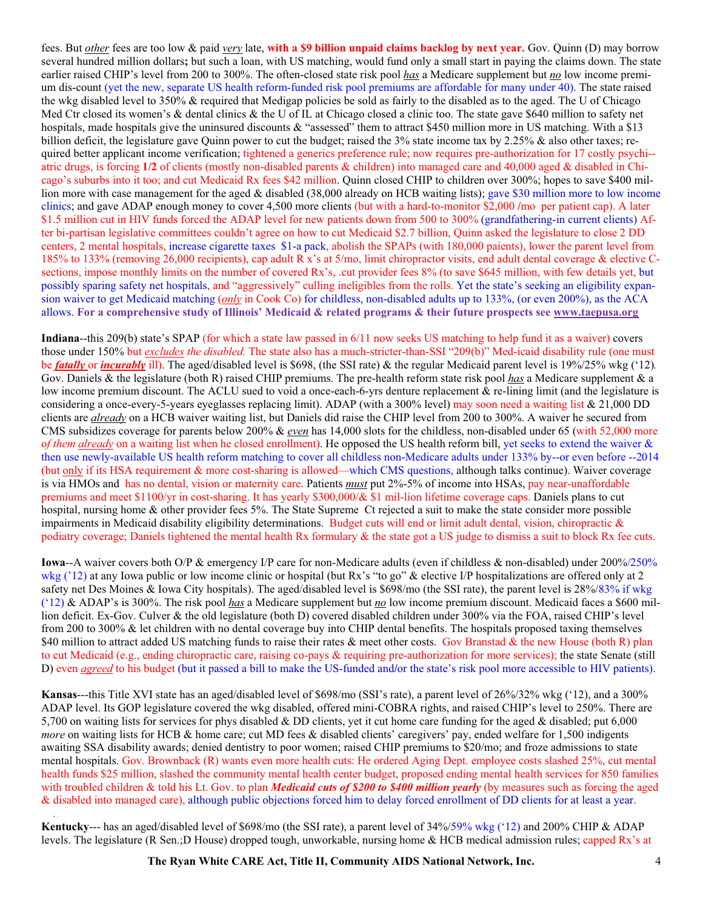fees. But *other* fees are too low & paid *very* late, **with a $9 billion unpaid claims backlog by next year.** Gov. Quinn (D) may borrow several hundred million dollars**;** but such a loan, with US matching, would fund only a small start in paying the claims down. The state earlier raised CHIP's level from 200 to 300%. The often-closed state risk pool *has* a Medicare supplement but *no* low income premium dis-count (yet the new, separate US health reform-funded risk pool premiums are affordable for many under 40). The state raised the wkg disabled level to 350% & required that Medigap policies be sold as fairly to the disabled as to the aged. The U of Chicago Med Ctr closed its women's & dental clinics & the U of IL at Chicago closed a clinic too. The state gave $640 million to safety net hospitals, made hospitals give the uninsured discounts & "assessed" them to attract $450 million more in US matching. With a $13 billion deficit, the legislature gave Quinn power to cut the budget; raised the 3% state income tax by 2.25% & also other taxes; required better applicant income verification; tightened a generics preference rule; now requires pre-authorization for 17 costly psychi--atric drugs, is forcing **1/2** of clients (mostly non-disabled parents & children) into managed care and 40,000 aged & disabled in Chicago's suburbs into it too; and cut Medicaid Rx fees $42 million. Quinn closed CHIP to children over 300%; hopes to save $400 million more with case management for the aged & disabled (38,000 already on HCB waiting lists); gave $30 million more to low income clinics; and gave ADAP enough money to cover 4,500 more clients (but with a hard-to-monitor $2,000 /mo per patient cap). A later $1.5 million cut in HIV funds forced the ADAP level for new patients down from 500 to 300% (grandfathering-in current clients) After bi-partisan legislative committees couldn't agree on how to cut Medicaid $2.7 billion, Quinn asked the legislature to close 2 DD centers, 2 mental hospitals, increase cigarette taxes $1-a pack, abolish the SPAPs (with 180,000 paients), lower the parent level from 185% to 133% (removing 26,000 recipients), cap adult R x's at 5/mo, limit chiropractor visits, end adult dental coverage & elective C-sections, impose monthly limits on the number of covered Rx's, .cut provider fees 8% (to save $645 million, with few details yet, but possibly sparing safety net hospitals, and "aggressively" culling ineligibles from the rolls. Yet the state's seeking an eligibility expansion waiver to get Medicaid matching (*only* in Cook Co) for childless, non-disabled adults up to 133%, (or even 200%), as the ACA allows. **For a comprehensive study of Illinois' Medicaid & related programs & their future prospects see www.taepusa.org**

**Indiana**--this 209(b) state's SPAP (for which a state law passed in 6/11 now seeks US matching to help fund it as a waiver) covers those under 150% but *excludes the disabled.* The state also has a much-stricter-than-SSI "209(b)" Med-icaid disability rule (one must be ***fatally*** or ***incurably*** ill). The aged/disabled level is $698, (the SSI rate) & the regular Medicaid parent level is 19%/25% wkg ('12). Gov. Daniels & the legislature (both R) raised CHIP premiums. The pre-health reform state risk pool *has* a Medicare supplement & a low income premium discount. The ACLU sued to void a once-each-6-yrs denture replacement & re-lining limit (and the legislature is considering a once-every-5-years eyeglasses replacing limit). ADAP (with a 300% level) may soon need a waiting list & 21,000 DD clients are *already* on a HCB waiver waiting list, but Daniels did raise the CHIP level from 200 to 300%. A waiver he secured from CMS subsidizes coverage for parents below 200% & *even* has 14,000 slots for the childless, non-disabled under 65 (with 52,000 more *of them already* on a waiting list when he closed enrollment). He opposed the US health reform bill, yet seeks to extend the waiver & then use newly-available US health reform matching to cover all childless non-Medicare adults under 133% by--or even before --2014 (but only if its HSA requirement & more cost-sharing is allowed—which CMS questions, although talks continue). Waiver coverage is via HMOs and has no dental, vision or maternity care. Patients *must* put 2%-5% of income into HSAs, pay near-unaffordable premiums and meet $1100/yr in cost-sharing. It has yearly $300,000/& $1 mil-lion lifetime coverage caps. Daniels plans to cut hospital, nursing home & other provider fees 5%. The State Supreme Ct rejected a suit to make the state consider more possible impairments in Medicaid disability eligibility determinations. Budget cuts will end or limit adult dental, vision, chiropractic & podiatry coverage; Daniels tightened the mental health Rx formulary & the state got a US judge to dismiss a suit to block Rx fee cuts.

**Iowa**--A waiver covers both O/P & emergency I/P care for non-Medicare adults (even if childless & non-disabled) under 200%/250% wkg ('12) at any Iowa public or low income clinic or hospital (but Rx's "to go" & elective I/P hospitalizations are offered only at 2 safety net Des Moines & Iowa City hospitals). The aged/disabled level is $698/mo (the SSI rate), the parent level is 28%/83% if wkg ('12) & ADAP's is 300%. The risk pool *has* a Medicare supplement but *no* low income premium discount. Medicaid faces a $600 million deficit. Ex-Gov. Culver & the old legislature (both D) covered disabled children under 300% via the FOA, raised CHIP's level from 200 to 300% & let children with no dental coverage buy into CHIP dental benefits. The hospitals proposed taxing themselves $40 million to attract added US matching funds to raise their rates & meet other costs. Gov Branstad & the new House (both R) plan to cut Medicaid (e.g., ending chiropractic care, raising co-pays & requiring pre-authorization for more services); the state Senate (still D) even *agreed* to his budget (but it passed a bill to make the US-funded and/or the state's risk pool more accessible to HIV patients).

**Kansas**---this Title XVI state has an aged/disabled level of $698/mo (SSI's rate), a parent level of 26%/32% wkg ('12), and a 300% ADAP level. Its GOP legislature covered the wkg disabled, offered mini-COBRA rights, and raised CHIP's level to 250%. There are 5,700 on waiting lists for services for phys disabled & DD clients, yet it cut home care funding for the aged & disabled; put 6,000 *more* on waiting lists for HCB & home care; cut MD fees & disabled clients' caregivers' pay, ended welfare for 1,500 indigents awaiting SSA disability awards; denied dentistry to poor women; raised CHIP premiums to $20/mo; and froze admissions to state mental hospitals. Gov. Brownback (R) wants even more health cuts: He ordered Aging Dept. employee costs slashed 25%, cut mental health funds $25 million, slashed the community mental health center budget, proposed ending mental health services for 850 families with troubled children & told his Lt. Gov. to plan ***Medicaid cuts of $200 to $400 million yearly*** (by measures such as forcing the aged & disabled into managed care), although public objections forced him to delay forced enrollment of DD clients for at least a year.

**Kentucky**--- has an aged/disabled level of $698/mo (the SSI rate), a parent level of 34%/59% wkg ('12) and 200% CHIP & ADAP levels. The legislature (R Sen.;D House) dropped tough, unworkable, nursing home & HCB medical admission rules; capped Rx's at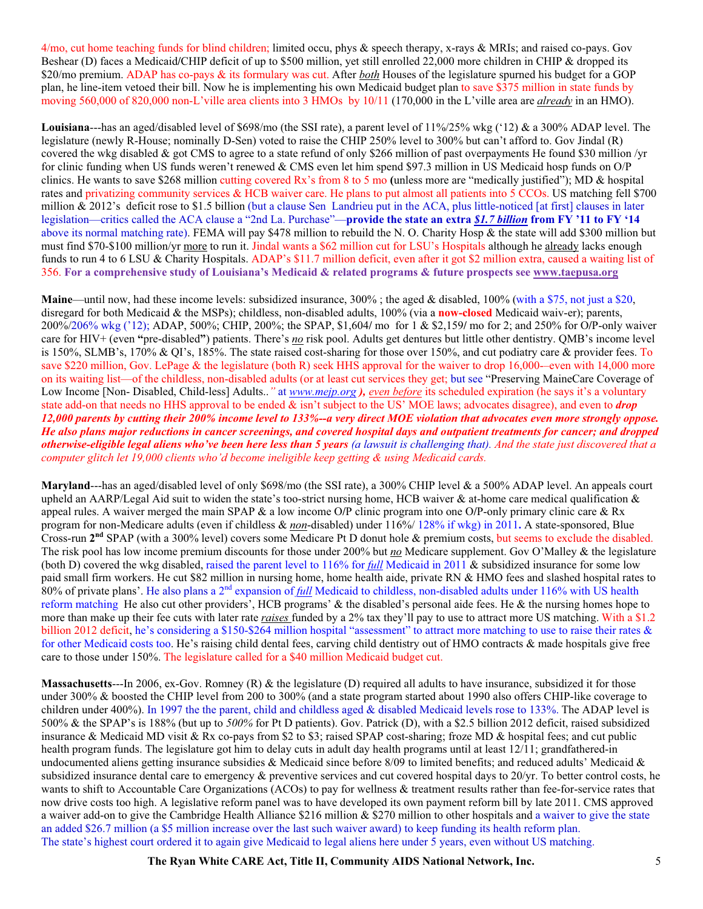4/mo, cut home teaching funds for blind children; limited occu, phys & speech therapy, x-rays & MRIs; and raised co-pays. Gov Beshear (D) faces a Medicaid/CHIP deficit of up to $500 million, yet still enrolled 22,000 more children in CHIP & dropped its $20/mo premium. ADAP has co-pays & its formulary was cut. After *both* Houses of the legislature spurned his budget for a GOP plan, he line-item vetoed their bill. Now he is implementing his own Medicaid budget plan to save $375 million in state funds by moving 560,000 of 820,000 non-L'ville area clients into 3 HMOs by 10/11 (170,000 in the L'ville area are *already* in an HMO).

**Louisiana**---has an aged/disabled level of $698/mo (the SSI rate), a parent level of 11%/25% wkg ('12) & a 300% ADAP level. The legislature (newly R-House; nominally D-Sen) voted to raise the CHIP 250% level to 300% but can't afford to. Gov Jindal (R) covered the wkg disabled & got CMS to agree to a state refund of only $266 million of past overpayments He found $30 million /yr for clinic funding when US funds weren't renewed & CMS even let him spend $97.3 million in US Medicaid hosp funds on O/P clinics. He wants to save $268 million cutting covered Rx's from 8 to 5 mo (unless more are "medically justified"); MD & hospital rates and privatizing community services & HCB waiver care. He plans to put almost all patients into 5 CCOs. US matching fell $700 million & 2012's deficit rose to $1.5 billion (but a clause Sen Landrieu put in the ACA, plus little-noticed [at first] clauses in later legislation—critics called the ACA clause a "2nd La. Purchase"—**provide the state an extra *$1.7 billion* from FY '11 to FY '14** above its normal matching rate). FEMA will pay $478 million to rebuild the N. O. Charity Hosp & the state will add $300 million but must find $70-$100 million/yr more to run it. Jindal wants a $62 million cut for LSU's Hospitals although he already lacks enough funds to run 4 to 6 LSU & Charity Hospitals. ADAP's $11.7 million deficit, even after it got $2 million extra, caused a waiting list of 356. **For a comprehensive study of Louisiana's Medicaid & related programs & future prospects see www.taepusa.org**

**Maine**—until now, had these income levels: subsidized insurance, 300% ; the aged & disabled, 100% (with a $75, not just a $20, disregard for both Medicaid & the MSPs); childless, non-disabled adults, 100% (via a **now-closed** Medicaid waiv-er); parents, 200%/206% wkg ('12); ADAP, 500%; CHIP, 200%; the SPAP, $1,604/ mo for 1 & $2,159/ mo for 2; and 250% for O/P-only waiver care for HIV+ (even **"**pre-disabled**"**) patients. There's *no* risk pool. Adults get dentures but little other dentistry. QMB's income level is 150%, SLMB's, 170% & QI's, 185%. The state raised cost-sharing for those over 150%, and cut podiatry care & provider fees. To save $220 million, Gov. LePage & the legislature (both R) seek HHS approval for the waiver to drop 16,000-–even with 14,000 more on its waiting list—of the childless, non-disabled adults (or at least cut services they get; but see "Preserving MaineCare Coverage of Low Income [Non- Disabled, Child-less] Adults.." at *www.mejp.org* **)**, *even before* its scheduled expiration (he says it's a voluntary state add-on that needs no HHS approval to be ended & isn't subject to the US' MOE laws; advocates disagree), and even to ***drop 12,000 parents by cutting their 200% income level to 133%--a very direct MOE violation that advocates even more strongly oppose. He also plans major reductions in cancer screenings, and covered hospital days and outpatient treatments for cancer; and dropped otherwise-eligible legal aliens who've been here less than 5 years*** *(a lawsuit is challenging that). And the state just discovered that a computer glitch let 19,000 clients who'd become ineligible keep getting & using Medicaid cards.*

**Maryland**---has an aged/disabled level of only $698/mo (the SSI rate), a 300% CHIP level & a 500% ADAP level. An appeals court upheld an AARP/Legal Aid suit to widen the state's too-strict nursing home, HCB waiver & at-home care medical qualification & appeal rules. A waiver merged the main SPAP & a low income O/P clinic program into one O/P-only primary clinic care & Rx program for non-Medicare adults (even if childless & *non*-disabled) under 116%/ 128% if wkg) in 2011**.** A state-sponsored, Blue Cross-run **2nd** SPAP (with a 300% level) covers some Medicare Pt D donut hole & premium costs, but seems to exclude the disabled. The risk pool has low income premium discounts for those under 200% but *no* Medicare supplement. Gov O'Malley & the legislature (both D) covered the wkg disabled, raised the parent level to 116% for *full* Medicaid in 2011 & subsidized insurance for some low paid small firm workers. He cut $82 million in nursing home, home health aide, private RN & HMO fees and slashed hospital rates to 80% of private plans'. He also plans a 2nd expansion of *full* Medicaid to childless, non-disabled adults under 116% with US health reform matching He also cut other providers', HCB programs' & the disabled's personal aide fees. He & the nursing homes hope to more than make up their fee cuts with later rate *raises* funded by a 2% tax they'll pay to use to attract more US matching. With a $1.2 billion 2012 deficit, he's considering a $150-$264 million hospital "assessment" to attract more matching to use to raise their rates & for other Medicaid costs too. He's raising child dental fees, carving child dentistry out of HMO contracts & made hospitals give free care to those under 150%. The legislature called for a $40 million Medicaid budget cut.

**Massachusetts**---In 2006, ex-Gov. Romney (R) & the legislature (D) required all adults to have insurance, subsidized it for those under 300% & boosted the CHIP level from 200 to 300% (and a state program started about 1990 also offers CHIP-like coverage to children under 400%). In 1997 the the parent, child and childless aged & disabled Medicaid levels rose to 133%. The ADAP level is 500% & the SPAP's is 188% (but up to *500%* for Pt D patients). Gov. Patrick (D), with a $2.5 billion 2012 deficit, raised subsidized insurance & Medicaid MD visit & Rx co-pays from $2 to $3; raised SPAP cost-sharing; froze MD & hospital fees; and cut public health program funds. The legislature got him to delay cuts in adult day health programs until at least 12/11; grandfathered-in undocumented aliens getting insurance subsidies & Medicaid since before 8/09 to limited benefits; and reduced adults' Medicaid & subsidized insurance dental care to emergency & preventive services and cut covered hospital days to 20/yr. To better control costs, he wants to shift to Accountable Care Organizations (ACOs) to pay for wellness & treatment results rather than fee-for-service rates that now drive costs too high. A legislative reform panel was to have developed its own payment reform bill by late 2011. CMS approved a waiver add-on to give the Cambridge Health Alliance $216 million & $270 million to other hospitals and a waiver to give the state an added $26.7 million (a $5 million increase over the last such waiver award) to keep funding its health reform plan. The state's highest court ordered it to again give Medicaid to legal aliens here under 5 years, even without US matching.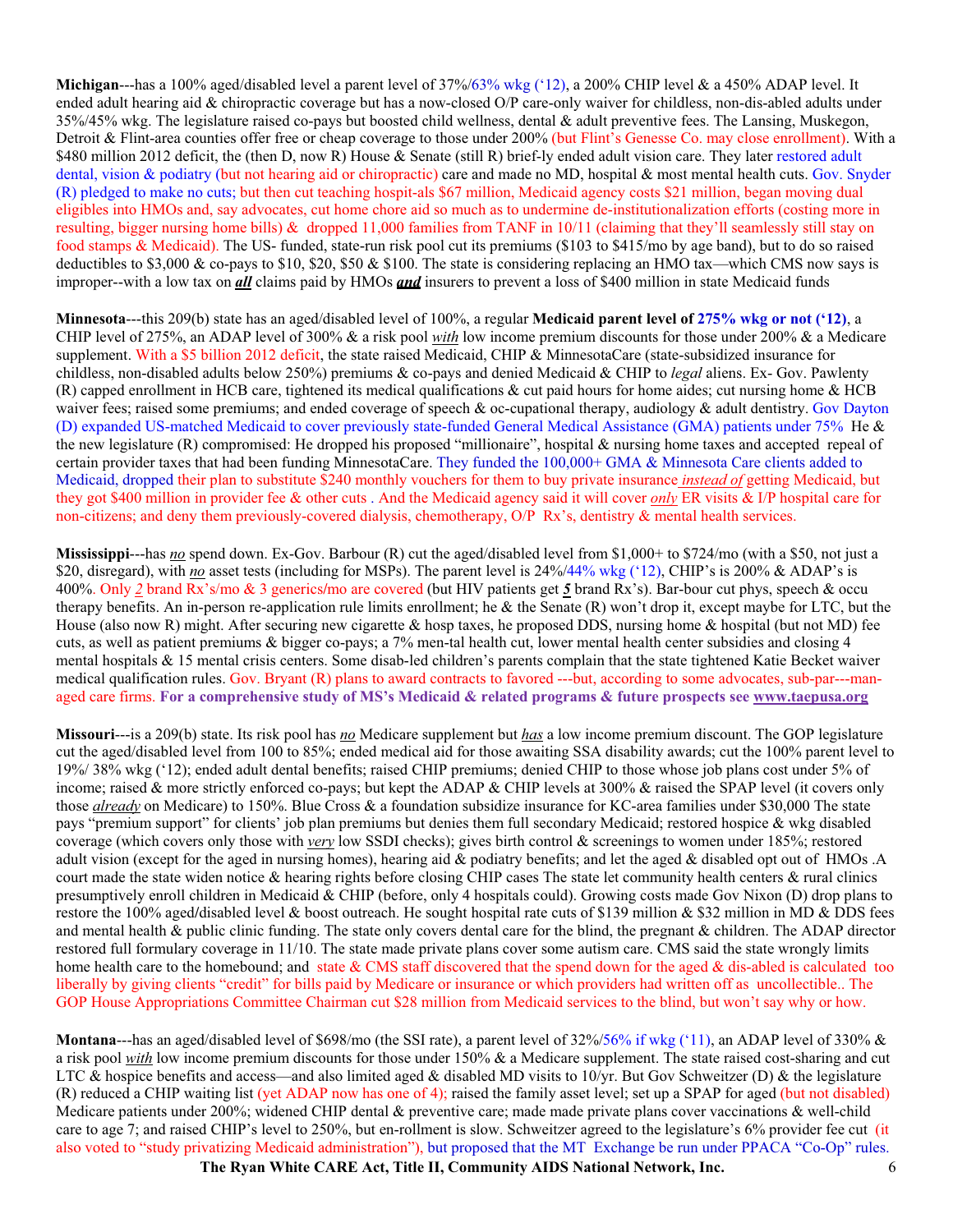**Michigan**---has a 100% aged/disabled level a parent level of 37%/63% wkg ('12), a 200% CHIP level & a 450% ADAP level. It ended adult hearing aid & chiropractic coverage but has a now-closed O/P care-only waiver for childless, non-dis-abled adults under 35%/45% wkg. The legislature raised co-pays but boosted child wellness, dental & adult preventive fees. The Lansing, Muskegon, Detroit & Flint-area counties offer free or cheap coverage to those under 200% (but Flint's Genesse Co. may close enrollment). With a $480 million 2012 deficit, the (then D, now R) House & Senate (still R) brief-ly ended adult vision care. They later restored adult dental, vision & podiatry (but not hearing aid or chiropractic) care and made no MD, hospital & most mental health cuts. Gov. Snyder (R) pledged to make no cuts; but then cut teaching hospit-als $67 million, Medicaid agency costs $21 million, began moving dual eligibles into HMOs and, say advocates, cut home chore aid so much as to undermine de-institutionalization efforts (costing more in resulting, bigger nursing home bills) & dropped 11,000 families from TANF in 10/11 (claiming that they'll seamlessly still stay on food stamps & Medicaid). The US- funded, state-run risk pool cut its premiums ($103 to $415/mo by age band), but to do so raised deductibles to $3,000 & co-pays to $10, $20, $50 & $100. The state is considering replacing an HMO tax—which CMS now says is improper--with a low tax on ***all*** claims paid by HMOs ***and*** insurers to prevent a loss of $400 million in state Medicaid funds

**Minnesota**---this 209(b) state has an aged/disabled level of 100%, a regular **Medicaid parent level of 275% wkg or not ('12)**, a CHIP level of 275%, an ADAP level of 300% & a risk pool *with* low income premium discounts for those under 200% & a Medicare supplement. With a $5 billion 2012 deficit, the state raised Medicaid, CHIP & MinnesotaCare (state-subsidized insurance for childless, non-disabled adults below 250%) premiums & co-pays and denied Medicaid & CHIP to *legal* aliens. Ex- Gov. Pawlenty (R) capped enrollment in HCB care, tightened its medical qualifications & cut paid hours for home aides; cut nursing home & HCB waiver fees; raised some premiums; and ended coverage of speech & oc-cupational therapy, audiology & adult dentistry. Gov Dayton (D) expanded US-matched Medicaid to cover previously state-funded General Medical Assistance (GMA) patients under 75% He & the new legislature (R) compromised: He dropped his proposed "millionaire", hospital & nursing home taxes and accepted repeal of certain provider taxes that had been funding MinnesotaCare. They funded the 100,000+ GMA & Minnesota Care clients added to Medicaid, dropped their plan to substitute $240 monthly vouchers for them to buy private insurance *instead of* getting Medicaid, but they got $400 million in provider fee & other cuts . And the Medicaid agency said it will cover *only* ER visits & I/P hospital care for non-citizens; and deny them previously-covered dialysis, chemotherapy, O/P Rx's, dentistry & mental health services.

**Mississippi**---has *no* spend down. Ex-Gov. Barbour (R) cut the aged/disabled level from $1,000+ to $724/mo (with a $50, not just a $20, disregard), with *no* asset tests (including for MSPs). The parent level is 24%/44% wkg ('12), CHIP's is 200% & ADAP's is 400%. Only *2* brand Rx's/mo & 3 generics/mo are covered (but HIV patients get ***5*** brand Rx's). Bar-bour cut phys, speech & occu therapy benefits. An in-person re-application rule limits enrollment; he & the Senate (R) won't drop it, except maybe for LTC, but the House (also now R) might. After securing new cigarette & hosp taxes, he proposed DDS, nursing home & hospital (but not MD) fee cuts, as well as patient premiums & bigger co-pays; a 7% men-tal health cut, lower mental health center subsidies and closing 4 mental hospitals & 15 mental crisis centers. Some disab-led children's parents complain that the state tightened Katie Becket waiver medical qualification rules. Gov. Bryant (R) plans to award contracts to favored ---but, according to some advocates, sub-par---man-aged care firms. **For a comprehensive study of MS's Medicaid & related programs & future prospects see www.taepusa.org**

**Missouri**---is a 209(b) state. Its risk pool has *no* Medicare supplement but *has* a low income premium discount. The GOP legislature cut the aged/disabled level from 100 to 85%; ended medical aid for those awaiting SSA disability awards; cut the 100% parent level to 19%/ 38% wkg ('12); ended adult dental benefits; raised CHIP premiums; denied CHIP to those whose job plans cost under 5% of income; raised & more strictly enforced co-pays; but kept the ADAP & CHIP levels at 300% & raised the SPAP level (it covers only those *already* on Medicare) to 150%. Blue Cross & a foundation subsidize insurance for KC-area families under $30,000 The state pays "premium support" for clients' job plan premiums but denies them full secondary Medicaid; restored hospice & wkg disabled coverage (which covers only those with *very* low SSDI checks); gives birth control & screenings to women under 185%; restored adult vision (except for the aged in nursing homes), hearing aid & podiatry benefits; and let the aged & disabled opt out of HMOs .A court made the state widen notice & hearing rights before closing CHIP cases The state let community health centers & rural clinics presumptively enroll children in Medicaid & CHIP (before, only 4 hospitals could). Growing costs made Gov Nixon (D) drop plans to restore the 100% aged/disabled level & boost outreach. He sought hospital rate cuts of $139 million & $32 million in MD & DDS fees and mental health & public clinic funding. The state only covers dental care for the blind, the pregnant & children. The ADAP director restored full formulary coverage in 11/10. The state made private plans cover some autism care. CMS said the state wrongly limits home health care to the homebound; and state & CMS staff discovered that the spend down for the aged & dis-abled is calculated too liberally by giving clients "credit" for bills paid by Medicare or insurance or which providers had written off as uncollectible.. The GOP House Appropriations Committee Chairman cut $28 million from Medicaid services to the blind, but won't say why or how.

**Montana**---has an aged/disabled level of $698/mo (the SSI rate), a parent level of 32%/56% if wkg ('11), an ADAP level of 330% & a risk pool *with* low income premium discounts for those under 150% & a Medicare supplement. The state raised cost-sharing and cut LTC & hospice benefits and access—and also limited aged & disabled MD visits to 10/yr. But Gov Schweitzer (D) & the legislature (R) reduced a CHIP waiting list (yet ADAP now has one of 4); raised the family asset level; set up a SPAP for aged (but not disabled) Medicare patients under 200%; widened CHIP dental & preventive care; made private plans cover vaccinations & well-child care to age 7; and raised CHIP's level to 250%, but en-rollment is slow. Schweitzer agreed to the legislature's 6% provider fee cut (it also voted to "study privatizing Medicaid administration"), but proposed that the MT Exchange be run under PPACA "Co-Op" rules.

**The Ryan White CARE Act, Title II, Community AIDS National Network, Inc.**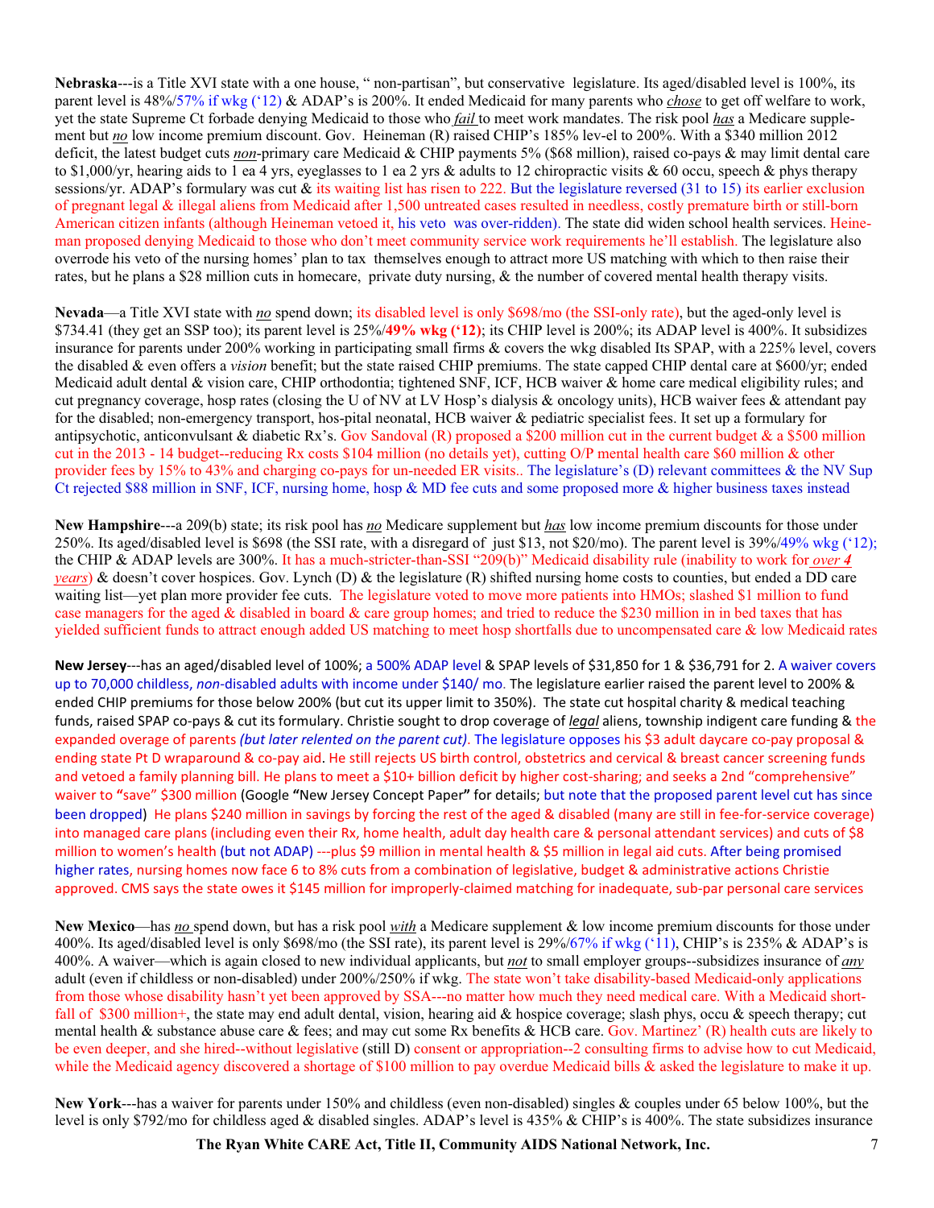**Nebraska**---is a Title XVI state with a one house, " non-partisan", but conservative legislature. Its aged/disabled level is 100%, its parent level is 48%/57% if wkg ('12) & ADAP's is 200%. It ended Medicaid for many parents who *chose* to get off welfare to work, yet the state Supreme Ct forbade denying Medicaid to those who *fail* to meet work mandates. The risk pool *has* a Medicare supplement but *no* low income premium discount. Gov. Heineman (R) raised CHIP's 185% lev-el to 200%. With a $340 million 2012 deficit, the latest budget cuts *non*-primary care Medicaid & CHIP payments 5% ($68 million), raised co-pays & may limit dental care to $1,000/yr, hearing aids to 1 ea 4 yrs, eyeglasses to 1 ea 2 yrs & adults to 12 chiropractic visits & 60 occu, speech & phys therapy sessions/yr. ADAP's formulary was cut & its waiting list has risen to 222. But the legislature reversed (31 to 15) its earlier exclusion of pregnant legal & illegal aliens from Medicaid after 1,500 untreated cases resulted in needless, costly premature birth or still-born American citizen infants (although Heineman vetoed it, his veto was over-ridden). The state did widen school health services. Heineman proposed denying Medicaid to those who don't meet community service work requirements he'll establish. The legislature also overrode his veto of the nursing homes' plan to tax themselves enough to attract more US matching with which to then raise their rates, but he plans a $28 million cuts in homecare, private duty nursing, & the number of covered mental health therapy visits.

**Nevada**—a Title XVI state with *no* spend down; its disabled level is only $698/mo (the SSI-only rate), but the aged-only level is $734.41 (they get an SSP too); its parent level is 25%/**49% wkg ('12)**; its CHIP level is 200%; its ADAP level is 400%. It subsidizes insurance for parents under 200% working in participating small firms & covers the wkg disabled Its SPAP, with a 225% level, covers the disabled & even offers a *vision* benefit; but the state raised CHIP premiums. The state capped CHIP dental care at $600/yr; ended Medicaid adult dental & vision care, CHIP orthodontia; tightened SNF, ICF, HCB waiver & home care medical eligibility rules; and cut pregnancy coverage, hosp rates (closing the U of NV at LV Hosp's dialysis & oncology units), HCB waiver fees & attendant pay for the disabled; non-emergency transport, hos-pital neonatal, HCB waiver & pediatric specialist fees. It set up a formulary for antipsychotic, anticonvulsant & diabetic Rx's. Gov Sandoval (R) proposed a $200 million cut in the current budget & a $500 million cut in the 2013 - 14 budget--reducing Rx costs $104 million (no details yet), cutting O/P mental health care $60 million & other provider fees by 15% to 43% and charging co-pays for un-needed ER visits.. The legislature's (D) relevant committees & the NV Sup Ct rejected $88 million in SNF, ICF, nursing home, hosp & MD fee cuts and some proposed more & higher business taxes instead

**New Hampshire**---a 209(b) state; its risk pool has *no* Medicare supplement but *has* low income premium discounts for those under 250%. Its aged/disabled level is $698 (the SSI rate, with a disregard of just $13, not $20/mo). The parent level is 39%/49% wkg ('12); the CHIP & ADAP levels are 300%. It has a much-stricter-than-SSI "209(b)" Medicaid disability rule (inability to work for *over 4 years*) & doesn't cover hospices. Gov. Lynch (D) & the legislature (R) shifted nursing home costs to counties, but ended a DD care waiting list—yet plan more provider fee cuts. The legislature voted to move more patients into HMOs; slashed $1 million to fund case managers for the aged & disabled in board & care group homes; and tried to reduce the $230 million in in bed taxes that has yielded sufficient funds to attract enough added US matching to meet hosp shortfalls due to uncompensated care & low Medicaid rates

**New Jersey**---has an aged/disabled level of 100%; a 500% ADAP level & SPAP levels of $31,850 for 1 & $36,791 for 2. A waiver covers up to 70,000 childless, *non*-disabled adults with income under $140/ mo. The legislature earlier raised the parent level to 200% & ended CHIP premiums for those below 200% (but cut its upper limit to 350%). The state cut hospital charity & medical teaching funds, raised SPAP co-pays & cut its formulary. Christie sought to drop coverage of *legal* aliens, township indigent care funding & the expanded overage of parents *(but later relented on the parent cut)*. The legislature opposes his $3 adult daycare co-pay proposal & ending state Pt D wraparound & co-pay aid. He still rejects US birth control, obstetrics and cervical & breast cancer screening funds and vetoed a family planning bill. He plans to meet a $10+ billion deficit by higher cost-sharing; and seeks a 2nd "comprehensive" waiver to **"**save" $300 million (Google **"**New Jersey Concept Paper**"** for details; but note that the proposed parent level cut has since been dropped) He plans $240 million in savings by forcing the rest of the aged & disabled (many are still in fee-for-service coverage) into managed care plans (including even their Rx, home health, adult day health care & personal attendant services) and cuts of $8 million to women's health (but not ADAP) ---plus $9 million in mental health & $5 million in legal aid cuts. After being promised higher rates, nursing homes now face 6 to 8% cuts from a combination of legislative, budget & administrative actions Christie approved. CMS says the state owes it $145 million for improperly-claimed matching for inadequate, sub-par personal care services

**New Mexico**—has *no* spend down, but has a risk pool *with* a Medicare supplement & low income premium discounts for those under 400%. Its aged/disabled level is only $698/mo (the SSI rate), its parent level is 29%/67% if wkg ('11), CHIP's is 235% & ADAP's is 400%. A waiver—which is again closed to new individual applicants, but *not* to small employer groups--subsidizes insurance of *any* adult (even if childless or non-disabled) under 200%/250% if wkg. The state won't take disability-based Medicaid-only applications from those whose disability hasn't yet been approved by SSA---no matter how much they need medical care. With a Medicaid short-fall of $300 million+, the state may end adult dental, vision, hearing aid & hospice coverage; slash phys, occu & speech therapy; cut mental health & substance abuse care & fees; and may cut some Rx benefits & HCB care. Gov. Martinez' (R) health cuts are likely to be even deeper, and she hired--without legislative (still D) consent or appropriation--2 consulting firms to advise how to cut Medicaid, while the Medicaid agency discovered a shortage of $100 million to pay overdue Medicaid bills & asked the legislature to make it up.

**New York**---has a waiver for parents under 150% and childless (even non-disabled) singles & couples under 65 below 100%, but the level is only $792/mo for childless aged & disabled singles. ADAP's level is 435% & CHIP's is 400%. The state subsidizes insurance

The Ryan White CARE Act, Title II, Community AIDS National Network, Inc.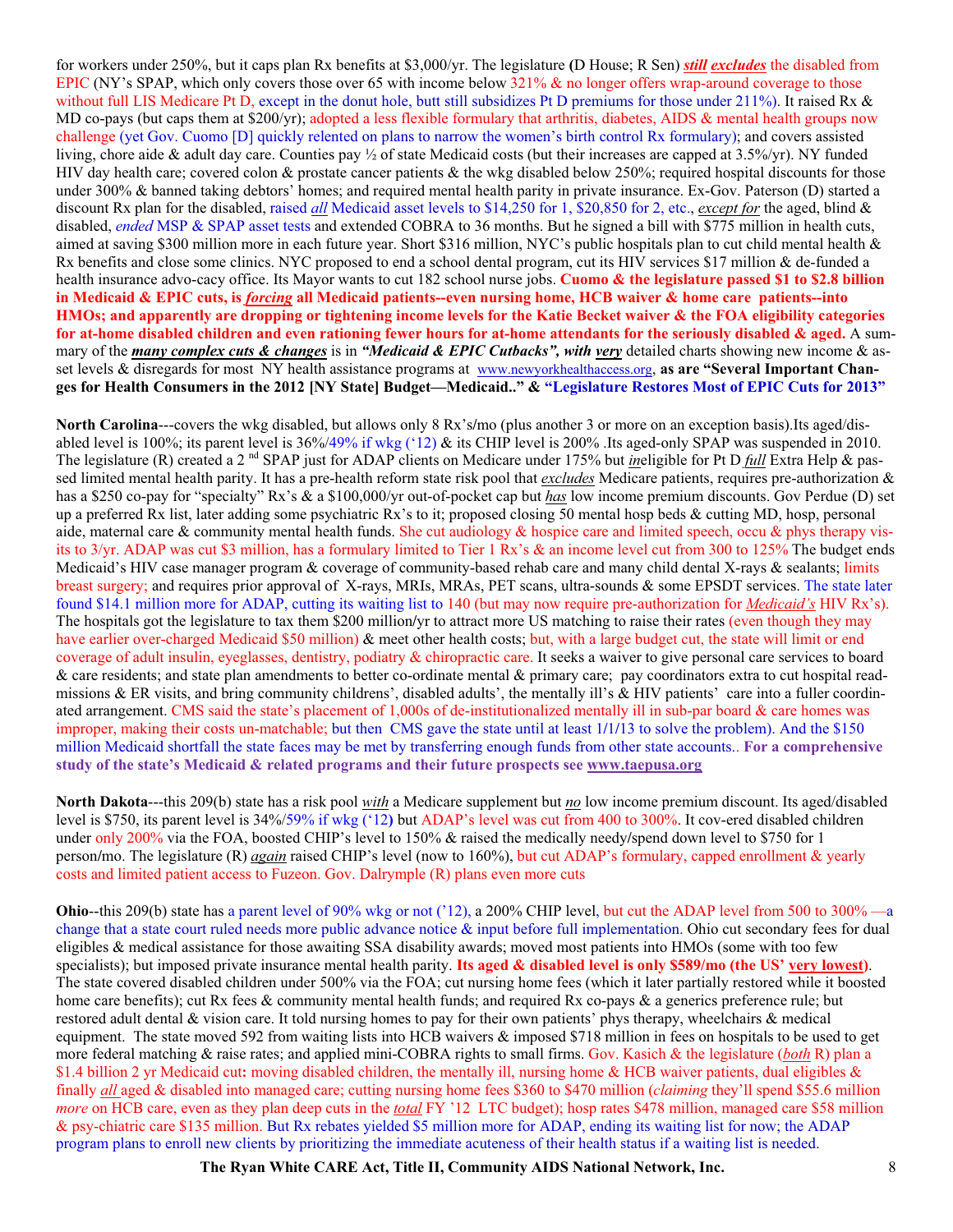for workers under 250%, but it caps plan Rx benefits at $3,000/yr. The legislature **(**D House; R Sen**)** ***still*** ***excludes*** the disabled from EPIC (NY's SPAP, which only covers those over 65 with income below 321% & no longer offers wrap-around coverage to those without full LIS Medicare Pt D, except in the donut hole, butt still subsidizes Pt D premiums for those under 211%). It raised Rx & MD co-pays (but caps them at $200/yr); adopted a less flexible formulary that arthritis, diabetes, AIDS & mental health groups now challenge (yet Gov. Cuomo [D] quickly relented on plans to narrow the women's birth control Rx formulary); and covers assisted living, chore aide & adult day care. Counties pay ½ of state Medicaid costs (but their increases are capped at 3.5%/yr). NY funded HIV day health care; covered colon & prostate cancer patients & the wkg disabled below 250%; required hospital discounts for those under 300% & banned taking debtors' homes; and required mental health parity in private insurance. Ex-Gov. Paterson (D) started a discount Rx plan for the disabled, raised ***all*** Medicaid asset levels to $14,250 for 1, $20,850 for 2, etc., ***except for*** the aged, blind & disabled, *ended* MSP & SPAP asset tests and extended COBRA to 36 months. But he signed a bill with $775 million in health cuts, aimed at saving $300 million more in each future year. Short $316 million, NYC's public hospitals plan to cut child mental health & Rx benefits and close some clinics. NYC proposed to end a school dental program, cut its HIV services $17 million & de-funded a health insurance advo-cacy office. Its Mayor wants to cut 182 school nurse jobs. **Cuomo & the legislature passed $1 to $2.8 billion in Medicaid & EPIC cuts, is *forcing* all Medicaid patients--even nursing home, HCB waiver & home care patients--into HMOs; and apparently are dropping or tightening income levels for the Katie Becket waiver & the FOA eligibility categories for at-home disabled children and even rationing fewer hours for at-home attendants for the seriously disabled & aged.** A summary of the ***many complex cuts & changes*** is in ***"Medicaid & EPIC Cutbacks", with very*** detailed charts showing new income & asset levels & disregards for most NY health assistance programs at www.newyorkhealthaccess.org, **as are "Several Important Changes for Health Consumers in the 2012 [NY State] Budget—Medicaid.." & "Legislature Restores Most of EPIC Cuts for 2013"**

**North Carolina**---covers the wkg disabled, but allows only 8 Rx's/mo (plus another 3 or more on an exception basis).Its aged/disabled level is 100%; its parent level is 36%/49% if wkg ('12) & its CHIP level is 200% .Its aged-only SPAP was suspended in 2010. The legislature (R) created a 2 nd SPAP just for ADAP clients on Medicare under 175% but *in*eligible for Pt D *full* Extra Help & passed limited mental health parity. It has a pre-health reform state risk pool that *excludes* Medicare patients, requires pre-authorization & has a $250 co-pay for "specialty" Rx's & a $100,000/yr out-of-pocket cap but *has* low income premium discounts. Gov Perdue (D) set up a preferred Rx list, later adding some psychiatric Rx's to it; proposed closing 50 mental hosp beds & cutting MD, hosp, personal aide, maternal care & community mental health funds. She cut audiology & hospice care and limited speech, occu & phys therapy visits to 3/yr. ADAP was cut $3 million, has a formulary limited to Tier 1 Rx's & an income level cut from 300 to 125% The budget ends Medicaid's HIV case manager program & coverage of community-based rehab care and many child dental X-rays & sealants; limits breast surgery; and requires prior approval of X-rays, MRIs, MRAs, PET scans, ultra-sounds & some EPSDT services. The state later found $14.1 million more for ADAP, cutting its waiting list to 140 (but may now require pre-authorization for *Medicaid's* HIV Rx's). The hospitals got the legislature to tax them $200 million/yr to attract more US matching to raise their rates (even though they may have earlier over-charged Medicaid $50 million) & meet other health costs; but, with a large budget cut, the state will limit or end coverage of adult insulin, eyeglasses, dentistry, podiatry & chiropractic care. It seeks a waiver to give personal care services to board & care residents; and state plan amendments to better co-ordinate mental & primary care; pay coordinators extra to cut hospital readmissions & ER visits, and bring community childrens', disabled adults', the mentally ill's & HIV patients' care into a fuller coordinated arrangement. CMS said the state's placement of 1,000s of de-institutionalized mentally ill in sub-par board & care homes was improper, making their costs un-matchable; but then CMS gave the state until at least 1/1/13 to solve the problem). And the $150 million Medicaid shortfall the state faces may be met by transferring enough funds from other state accounts.. **For a comprehensive study of the state's Medicaid & related programs and their future prospects see www.taepusa.org**

**North Dakota**---this 209(b) state has a risk pool ***with*** a Medicare supplement but ***no*** low income premium discount. Its aged/disabled level is $750, its parent level is 34%/59% if wkg ('12) but ADAP's level was cut from 400 to 300%. It cov-ered disabled children under only 200% via the FOA, boosted CHIP's level to 150% & raised the medically needy/spend down level to $750 for 1 person/mo. The legislature (R) *again* raised CHIP's level (now to 160%), but cut ADAP's formulary, capped enrollment & yearly costs and limited patient access to Fuzeon. Gov. Dalrymple (R) plans even more cuts

**Ohio**--this 209(b) state has a parent level of 90% wkg or not ('12), a 200% CHIP level, but cut the ADAP level from 500 to 300% —a change that a state court ruled needs more public advance notice & input before full implementation. Ohio cut secondary fees for dual eligibles & medical assistance for those awaiting SSA disability awards; moved most patients into HMOs (some with too few specialists); but imposed private insurance mental health parity. **Its aged & disabled level is only $589/mo (the US' very lowest)**. The state covered disabled children under 500% via the FOA; cut nursing home fees (which it later partially restored while it boosted home care benefits); cut Rx fees & community mental health funds; and required Rx co-pays & a generics preference rule; but restored adult dental & vision care. It told nursing homes to pay for their own patients' phys therapy, wheelchairs & medical equipment. The state moved 592 from waiting lists into HCB waivers & imposed $718 million in fees on hospitals to be used to get more federal matching & raise rates; and applied mini-COBRA rights to small firms. Gov. Kasich & the legislature (***both*** R) plan a $1.4 billion 2 yr Medicaid cut**:** moving disabled children, the mentally ill, nursing home & HCB waiver patients, dual eligibles & finally ***all*** aged & disabled into managed care; cutting nursing home fees $360 to $470 million (*claiming* they'll spend $55.6 million *more* on HCB care, even as they plan deep cuts in the ***total*** FY '12 LTC budget); hosp rates $478 million, managed care $58 million & psy-chiatric care $135 million. But Rx rebates yielded $5 million more for ADAP, ending its waiting list for now; the ADAP program plans to enroll new clients by prioritizing the immediate acuteness of their health status if a waiting list is needed.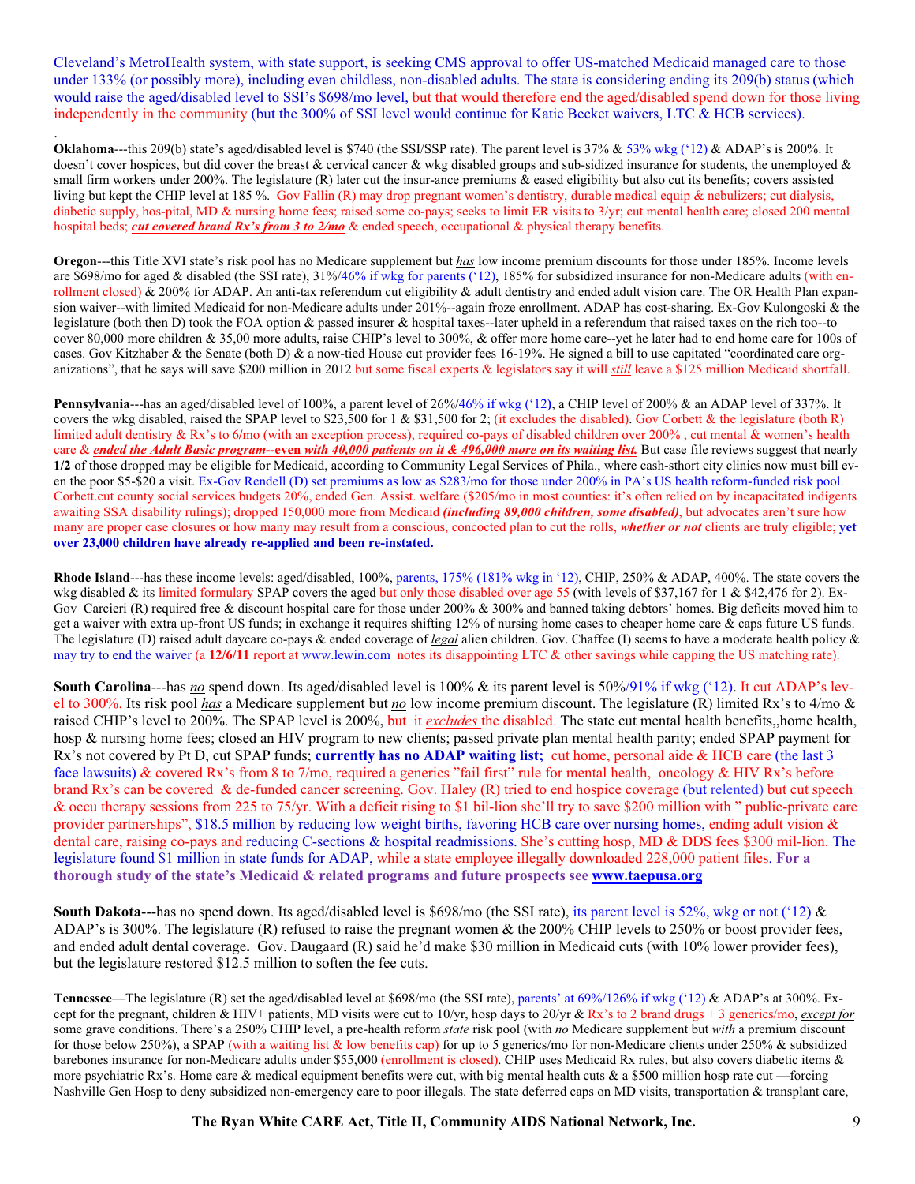Cleveland's MetroHealth system, with state support, is seeking CMS approval to offer US-matched Medicaid managed care to those under 133% (or possibly more), including even childless, non-disabled adults. The state is considering ending its 209(b) status (which would raise the aged/disabled level to SSI's $698/mo level, but that would therefore end the aged/disabled spend down for those living independently in the community (but the 300% of SSI level would continue for Katie Becket waivers, LTC & HCB services).

.

**Oklahoma**---this 209(b) state's aged/disabled level is $740 (the SSI/SSP rate). The parent level is 37% & 53% wkg ('12) & ADAP's is 200%. It doesn't cover hospices, but did cover the breast & cervical cancer & wkg disabled groups and sub-sidized insurance for students, the unemployed & small firm workers under 200%. The legislature (R) later cut the insur-ance premiums & eased eligibility but also cut its benefits; covers assisted living but kept the CHIP level at 185 %. Gov Fallin (R) may drop pregnant women's dentistry, durable medical equip & nebulizers; cut dialysis, diabetic supply, hos-pital, MD & nursing home fees; raised some co-pays; seeks to limit ER visits to 3/yr; cut mental health care; closed 200 mental hospital beds; ***cut covered brand Rx's from 3 to 2/mo*** & ended speech, occupational & physical therapy benefits.

**Oregon**---this Title XVI state's risk pool has no Medicare supplement but ***has*** low income premium discounts for those under 185%. Income levels are $698/mo for aged & disabled (the SSI rate), 31%/46% if wkg for parents ('12), 185% for subsidized insurance for non-Medicare adults (with en-rollment closed) & 200% for ADAP. An anti-tax referendum cut eligibility & adult dentistry and ended adult vision care. The OR Health Plan expan-sion waiver--with limited Medicaid for non-Medicare adults under 201%--again froze enrollment. ADAP has cost-sharing. Ex-Gov Kulongoski & the legislature (both then D) took the FOA option & passed insurer & hospital taxes--later upheld in a referendum that raised taxes on the rich too--to cover 80,000 more children & 35,00 more adults, raise CHIP's level to 300%, & offer more home care--yet he later had to end home care for 100s of cases. Gov Kitzhaber & the Senate (both D) & a now-tied House cut provider fees 16-19%. He signed a bill to use capitated "coordinated care org-anizations", that he says will save $200 million in 2012 but some fiscal experts & legislators say it will ***still*** leave a $125 million Medicaid shortfall.

**Pennsylvania**---has an aged/disabled level of 100%, a parent level of 26%/46% if wkg ('12), a CHIP level of 200% & an ADAP level of 337%. It covers the wkg disabled, raised the SPAP level to $23,500 for 1 & $31,500 for 2; (it excludes the disabled). Gov Corbett & the legislature (both R) limited adult dentistry & Rx's to 6/mo (with an exception process), required co-pays of disabled children over 200% , cut mental & women's health care & ***ended the Adult Basic program--even with 40,000 patients on it & 496,000 more on its waiting list.*** But case file reviews suggest that nearly **1/2** of those dropped may be eligible for Medicaid, according to Community Legal Services of Phila., where cash-sthort city clinics now must bill even the poor $5-$20 a visit. Ex-Gov Rendell (D) set premiums as low as $283/mo for those under 200% in PA's US health reform-funded risk pool. Corbett.cut county social services budgets 20%, ended Gen. Assist. welfare ($205/mo in most counties: it's often relied on by incapacitated indigents awaiting SSA disability rulings); dropped 150,000 more from Medicaid ***(including 89,000 children, some disabled)***, but advocates aren't sure how many are proper case closures or how many may result from a conscious, concocted plan to cut the rolls, ***whether or not*** clients are truly eligible; **yet over 23,000 children have already re-applied and been re-instated.**

**Rhode Island**---has these income levels: aged/disabled, 100%, parents, 175% (181% wkg in '12), CHIP, 250% & ADAP, 400%. The state covers the wkg disabled & its limited formulary SPAP covers the aged but only those disabled over age 55 (with levels of $37,167 for 1 & $42,476 for 2). Ex-Gov Carcieri (R) required free & discount hospital care for those under 200% & 300% and banned taking debtors' homes. Big deficits moved him to get a waiver with extra up-front US funds; in exchange it requires shifting 12% of nursing home cases to cheaper home care & caps future US funds. The legislature (D) raised adult daycare co-pays & ended coverage of ***legal*** alien children. Gov. Chaffee (I) seems to have a moderate health policy & may try to end the waiver (a **12/6/11** report at www.lewin.com notes its disappointing LTC & other savings while capping the US matching rate).

**South Carolina**---has ***no*** spend down. Its aged/disabled level is 100% & its parent level is 50%/91% if wkg ('12). It cut ADAP's level to 300%. Its risk pool ***has*** a Medicare supplement but ***no*** low income premium discount. The legislature (R) limited Rx's to 4/mo & raised CHIP's level to 200%. The SPAP level is 200%, but it ***excludes*** the disabled. The state cut mental health benefits,,home health, hosp & nursing home fees; closed an HIV program to new clients; passed private plan mental health parity; ended SPAP payment for Rx's not covered by Pt D, cut SPAP funds; **currently has no ADAP waiting list;** cut home, personal aide & HCB care (the last 3 face lawsuits) & covered Rx's from 8 to 7/mo, required a generics "fail first" rule for mental health, oncology & HIV Rx's before brand Rx's can be covered & de-funded cancer screening. Gov. Haley (R) tried to end hospice coverage (but relented) but cut speech & occu therapy sessions from 225 to 75/yr. With a deficit rising to $1 bil-lion she'll try to save $200 million with " public-private care provider partnerships", $18.5 million by reducing low weight births, favoring HCB care over nursing homes, ending adult vision & dental care, raising co-pays and reducing C-sections & hospital readmissions. She's cutting hosp, MD & DDS fees $300 mil-lion. The legislature found $1 million in state funds for ADAP, while a state employee illegally downloaded 228,000 patient files. **For a thorough study of the state's Medicaid & related programs and future prospects see www.taepusa.org**

**South Dakota**---has no spend down. Its aged/disabled level is $698/mo (the SSI rate), its parent level is 52%, wkg or not ('12) & ADAP's is 300%. The legislature (R) refused to raise the pregnant women & the 200% CHIP levels to 250% or boost provider fees, and ended adult dental coverage**.** Gov. Daugaard (R) said he'd make $30 million in Medicaid cuts (with 10% lower provider fees), but the legislature restored $12.5 million to soften the fee cuts.

**Tennessee**—The legislature (R) set the aged/disabled level at $698/mo (the SSI rate), parents' at 69%/126% if wkg ('12) & ADAP's at 300%. Except for the pregnant, children & HIV+ patients, MD visits were cut to 10/yr, hosp days to 20/yr & Rx's to 2 brand drugs + 3 generics/mo, ***except for*** some grave conditions. There's a 250% CHIP level, a pre-health reform ***state*** risk pool (with ***no*** Medicare supplement but ***with*** a premium discount for those below 250%), a SPAP (with a waiting list & low benefits cap) for up to 5 generics/mo for non-Medicare clients under 250% & subsidized barebones insurance for non-Medicare adults under $55,000 (enrollment is closed). CHIP uses Medicaid Rx rules, but also covers diabetic items & more psychiatric Rx's. Home care & medical equipment benefits were cut, with big mental health cuts & a $500 million hosp rate cut —forcing Nashville Gen Hosp to deny subsidized non-emergency care to poor illegals. The state deferred caps on MD visits, transportation & transplant care,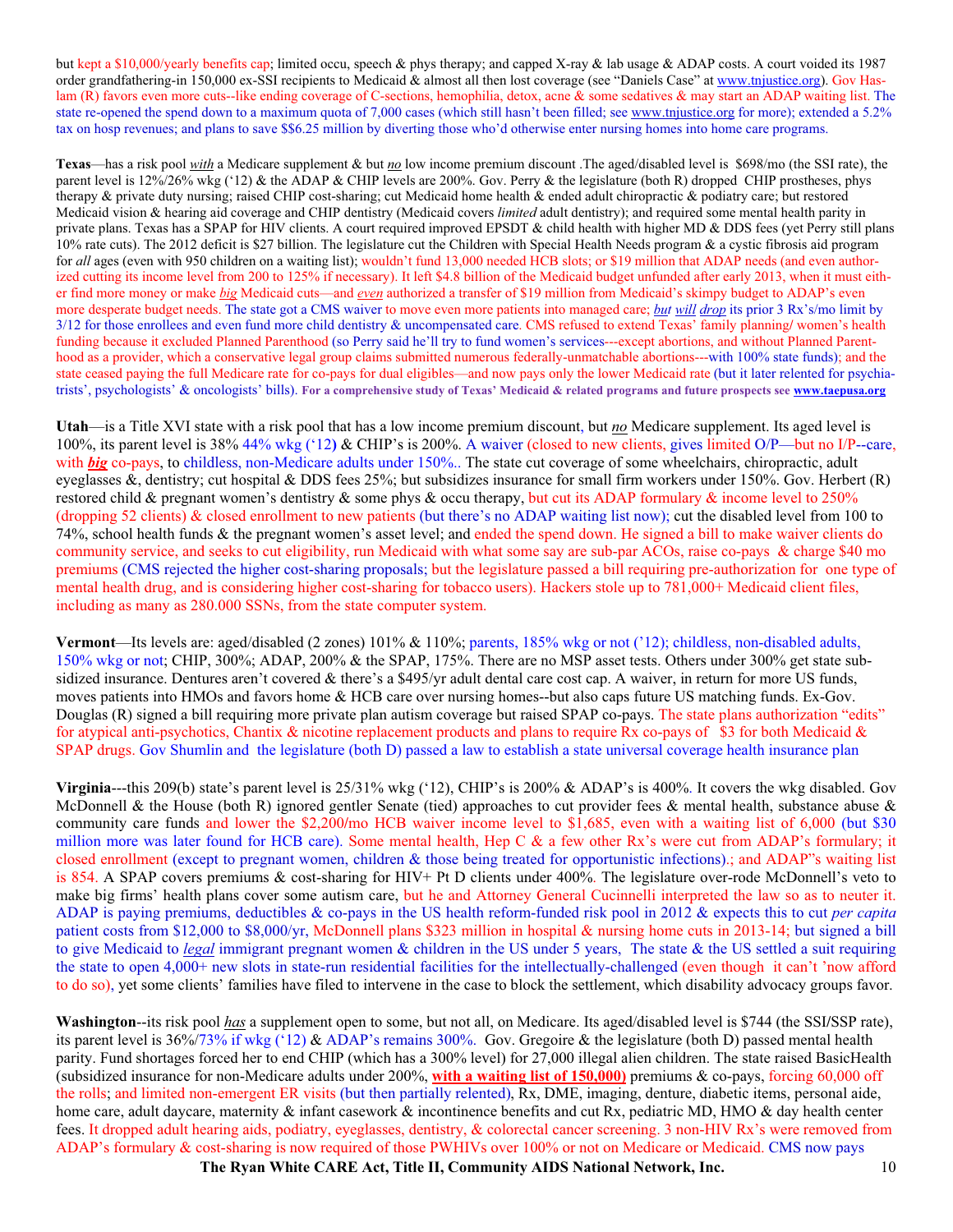but kept a $10,000/yearly benefits cap; limited occu, speech & phys therapy; and capped X-ray & lab usage & ADAP costs. A court voided its 1987 order grandfathering-in 150,000 ex-SSI recipients to Medicaid & almost all then lost coverage (see "Daniels Case" at www.tnjustice.org). Gov Haslam (R) favors even more cuts--like ending coverage of C-sections, hemophilia, detox, acne & some sedatives & may start an ADAP waiting list. The state re-opened the spend down to a maximum quota of 7,000 cases (which still hasn't been filled; see www.tnjustice.org for more); extended a 5.2% tax on hosp revenues; and plans to save $$6.25 million by diverting those who'd otherwise enter nursing homes into home care programs.

**Texas**—has a risk pool *with* a Medicare supplement & but *no* low income premium discount .The aged/disabled level is $698/mo (the SSI rate), the parent level is 12%/26% wkg ('12) & the ADAP & CHIP levels are 200%. Gov. Perry & the legislature (both R) dropped CHIP prostheses, phys therapy & private duty nursing; raised CHIP cost-sharing; cut Medicaid home health & ended adult chiropractic & podiatry care; but restored Medicaid vision & hearing aid coverage and CHIP dentistry (Medicaid covers *limited* adult dentistry); and required some mental health parity in private plans. Texas has a SPAP for HIV clients. A court required improved EPSDT & child health with higher MD & DDS fees (yet Perry still plans 10% rate cuts). The 2012 deficit is $27 billion. The legislature cut the Children with Special Health Needs program & a cystic fibrosis aid program for *all* ages (even with 950 children on a waiting list); wouldn't fund 13,000 needed HCB slots; or $19 million that ADAP needs (and even authorized cutting its income level from 200 to 125% if necessary). It left $4.8 billion of the Medicaid budget unfunded after early 2013, when it must either find more money or make *big* Medicaid cuts—and *even* authorized a transfer of $19 million from Medicaid's skimpy budget to ADAP's even more desperate budget needs. The state got a CMS waiver to move even more patients into managed care; *but will drop* its prior 3 Rx's/mo limit by 3/12 for those enrollees and even fund more child dentistry & uncompensated care. CMS refused to extend Texas' family planning/ women's health funding because it excluded Planned Parenthood (so Perry said he'll try to fund women's services---except abortions, and without Planned Parenthood as a provider, which a conservative legal group claims submitted numerous federally-unmatchable abortions---with 100% state funds); and the state ceased paying the full Medicare rate for co-pays for dual eligibles—and now pays only the lower Medicaid rate (but it later relented for psychiatrists', psychologists' & oncologists' bills). **For a comprehensive study of Texas' Medicaid & related programs and future prospects see www.taepusa.org**

**Utah**—is a Title XVI state with a risk pool that has a low income premium discount, but *no* Medicare supplement. Its aged level is 100%, its parent level is 38% 44% wkg ('12) & CHIP's is 200%. A waiver (closed to new clients, gives limited O/P—but no I/P--care, with ***big*** co-pays, to childless, non-Medicare adults under 150%.. The state cut coverage of some wheelchairs, chiropractic, adult eyeglasses &, dentistry; cut hospital & DDS fees 25%; but subsidizes insurance for small firm workers under 150%. Gov. Herbert (R) restored child & pregnant women's dentistry & some phys & occu therapy, but cut its ADAP formulary & income level to 250% (dropping 52 clients) & closed enrollment to new patients (but there's no ADAP waiting list now); cut the disabled level from 100 to 74%, school health funds & the pregnant women's asset level; and ended the spend down. He signed a bill to make waiver clients do community service, and seeks to cut eligibility, run Medicaid with what some say are sub-par ACOs, raise co-pays & charge $40 mo premiums (CMS rejected the higher cost-sharing proposals; but the legislature passed a bill requiring pre-authorization for one type of mental health drug, and is considering higher cost-sharing for tobacco users). Hackers stole up to 781,000+ Medicaid client files, including as many as 280.000 SSNs, from the state computer system.

**Vermont**—Its levels are: aged/disabled (2 zones) 101% & 110%; parents, 185% wkg or not ('12); childless, non-disabled adults, 150% wkg or not; CHIP, 300%; ADAP, 200% & the SPAP, 175%. There are no MSP asset tests. Others under 300% get state subsidized insurance. Dentures aren't covered & there's a $495/yr adult dental care cost cap. A waiver, in return for more US funds, moves patients into HMOs and favors home & HCB care over nursing homes--but also caps future US matching funds. Ex-Gov. Douglas (R) signed a bill requiring more private plan autism coverage but raised SPAP co-pays. The state plans authorization "edits" for atypical anti-psychotics, Chantix & nicotine replacement products and plans to require Rx co-pays of $3 for both Medicaid & SPAP drugs. Gov Shumlin and the legislature (both D) passed a law to establish a state universal coverage health insurance plan

**Virginia**---this 209(b) state's parent level is 25/31% wkg ('12), CHIP's is 200% & ADAP's is 400%. It covers the wkg disabled. Gov McDonnell & the House (both R) ignored gentler Senate (tied) approaches to cut provider fees & mental health, substance abuse & community care funds and lower the $2,200/mo HCB waiver income level to $1,685, even with a waiting list of 6,000 (but $30 million more was later found for HCB care). Some mental health, Hep C & a few other Rx's were cut from ADAP's formulary; it closed enrollment (except to pregnant women, children & those being treated for opportunistic infections).; and ADAP"s waiting list is 854. A SPAP covers premiums & cost-sharing for HIV+ Pt D clients under 400%. The legislature over-rode McDonnell's veto to make big firms' health plans cover some autism care, but he and Attorney General Cucinnelli interpreted the law so as to neuter it. ADAP is paying premiums, deductibles & co-pays in the US health reform-funded risk pool in 2012 & expects this to cut *per capita* patient costs from $12,000 to $8,000/yr, McDonnell plans $323 million in hospital & nursing home cuts in 2013-14; but signed a bill to give Medicaid to *legal* immigrant pregnant women & children in the US under 5 years, The state & the US settled a suit requiring the state to open 4,000+ new slots in state-run residential facilities for the intellectually-challenged (even though it can't 'now afford to do so), yet some clients' families have filed to intervene in the case to block the settlement, which disability advocacy groups favor.

**Washington**--its risk pool *has* a supplement open to some, but not all, on Medicare. Its aged/disabled level is $744 (the SSI/SSP rate), its parent level is 36%/73% if wkg ('12) & ADAP's remains 300%. Gov. Gregoire & the legislature (both D) passed mental health parity. Fund shortages forced her to end CHIP (which has a 300% level) for 27,000 illegal alien children. The state raised BasicHealth (subsidized insurance for non-Medicare adults under 200%, **with a waiting list of 150,000)** premiums & co-pays, forcing 60,000 off the rolls; and limited non-emergent ER visits (but then partially relented), Rx, DME, imaging, denture, diabetic items, personal aide, home care, adult daycare, maternity & infant casework & incontinence benefits and cut Rx, pediatric MD, HMO & day health center fees. It dropped adult hearing aids, podiatry, eyeglasses, dentistry, & colorectal cancer screening. 3 non-HIV Rx's were removed from ADAP's formulary & cost-sharing is now required of those PWHIVs over 100% or not on Medicare or Medicaid. CMS now pays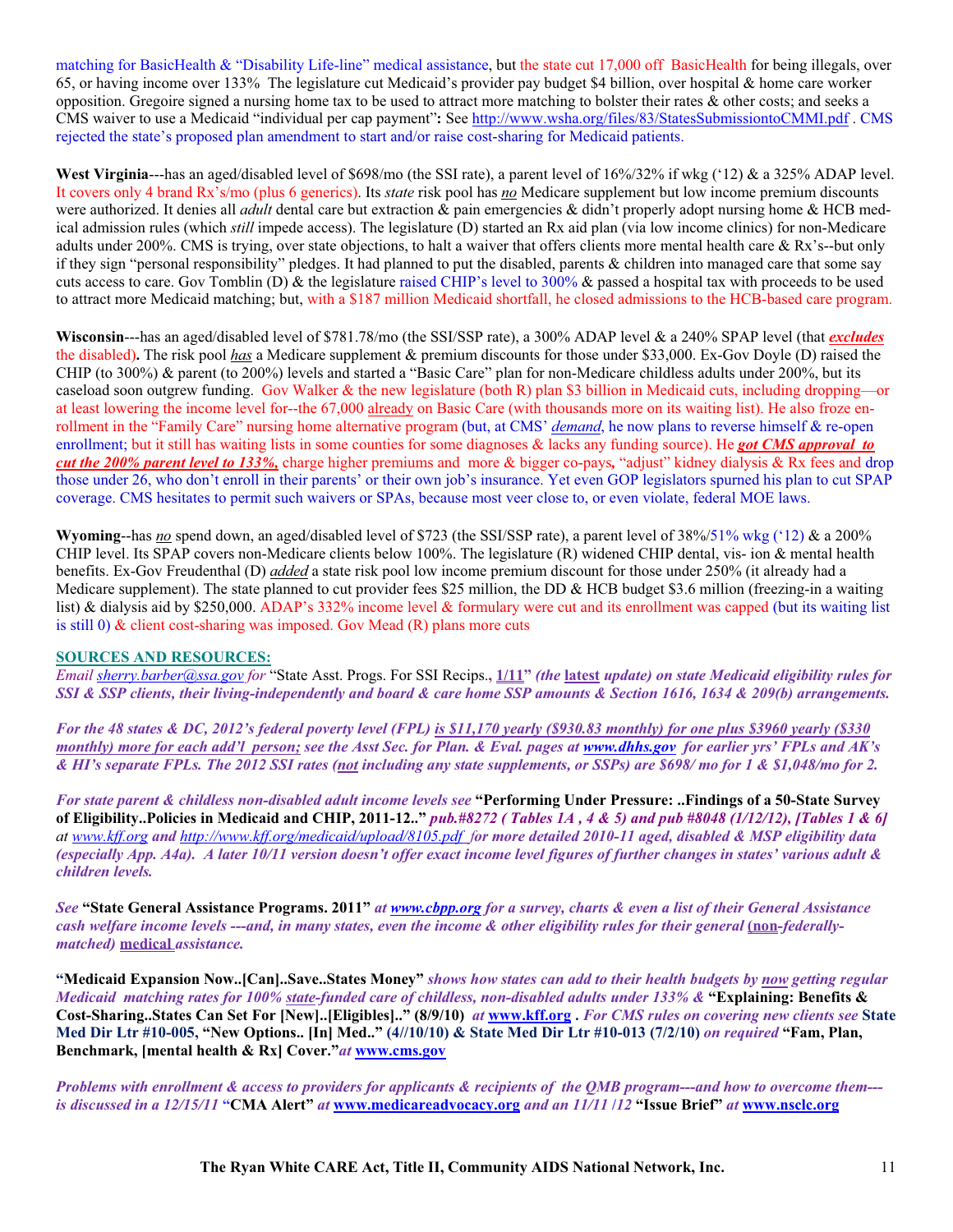matching for BasicHealth & "Disability Life-line" medical assistance, but the state cut 17,000 off BasicHealth for being illegals, over 65, or having income over 133% The legislature cut Medicaid's provider pay budget $4 billion, over hospital & home care worker opposition. Gregoire signed a nursing home tax to be used to attract more matching to bolster their rates & other costs; and seeks a CMS waiver to use a Medicaid "individual per cap payment"**:** See http://www.wsha.org/files/83/StatesSubmissiontoCMMI.pdf . CMS rejected the state's proposed plan amendment to start and/or raise cost-sharing for Medicaid patients.

**West Virginia**---has an aged/disabled level of $698/mo (the SSI rate), a parent level of 16%/32% if wkg ('12) & a 325% ADAP level. It covers only 4 brand Rx's/mo (plus 6 generics). Its *state* risk pool has ***no*** Medicare supplement but low income premium discounts were authorized. It denies all *adult* dental care but extraction & pain emergencies & didn't properly adopt nursing home & HCB medical admission rules (which *still* impede access). The legislature (D) started an Rx aid plan (via low income clinics) for non-Medicare adults under 200%. CMS is trying, over state objections, to halt a waiver that offers clients more mental health care & Rx's--but only if they sign "personal responsibility" pledges. It had planned to put the disabled, parents & children into managed care that some say cuts access to care. Gov Tomblin (D) & the legislature raised CHIP's level to 300% & passed a hospital tax with proceeds to be used to attract more Medicaid matching; but, with a $187 million Medicaid shortfall, he closed admissions to the HCB-based care program.

**Wisconsin**---has an aged/disabled level of $781.78/mo (the SSI/SSP rate), a 300% ADAP level & a 240% SPAP level (that ***excludes*** the disabled)**.** The risk pool ***has*** a Medicare supplement & premium discounts for those under $33,000. Ex-Gov Doyle (D) raised the CHIP (to 300%) & parent (to 200%) levels and started a "Basic Care" plan for non-Medicare childless adults under 200%, but its caseload soon outgrew funding. Gov Walker & the new legislature (both R) plan $3 billion in Medicaid cuts, including dropping—or at least lowering the income level for--the 67,000 already on Basic Care (with thousands more on its waiting list). He also froze enrollment in the "Family Care" nursing home alternative program (but, at CMS' *demand*, he now plans to reverse himself & re-open enrollment; but it still has waiting lists in some counties for some diagnoses & lacks any funding source). He ***got CMS approval to cut the 200% parent level to 133%,*** charge higher premiums and more & bigger co-pays**,** "adjust" kidney dialysis & Rx fees and drop those under 26, who don't enroll in their parents' or their own job's insurance. Yet even GOP legislators spurned his plan to cut SPAP coverage. CMS hesitates to permit such waivers or SPAs, because most veer close to, or even violate, federal MOE laws.

**Wyoming**--has ***no*** spend down, an aged/disabled level of $723 (the SSI/SSP rate), a parent level of 38%/51% wkg ('12) & a 200% CHIP level. Its SPAP covers non-Medicare clients below 100%. The legislature (R) widened CHIP dental, vis- ion & mental health benefits. Ex-Gov Freudenthal (D) ***added*** a state risk pool low income premium discount for those under 250% (it already had a Medicare supplement). The state planned to cut provider fees $25 million, the DD & HCB budget $3.6 million (freezing-in a waiting list) & dialysis aid by $250,000. ADAP's 332% income level & formulary were cut and its enrollment was capped (but its waiting list is still 0) & client cost-sharing was imposed. Gov Mead (R) plans more cuts

## SOURCES AND RESOURCES:

*Email sherry.barber@ssa.gov for* "State Asst. Progs. For SSI Recips., **1/11**" ***(the latest update) on state Medicaid eligibility rules for SSI & SSP clients, their living-independently and board & care home SSP amounts & Section 1616, 1634 & 209(b) arrangements.***

***For the 48 states & DC, 2012's federal poverty level (FPL) is $11,170 yearly ($930.83 monthly) for one plus $3960 yearly ($330 monthly) more for each add'l person; see the Asst Sec. for Plan. & Eval. pages at www.dhhs.gov for earlier yrs' FPLs and AK's & HI's separate FPLs. The 2012 SSI rates (not including any state supplements, or SSPs) are $698/ mo for 1 & $1,048/mo for 2.***

***For state parent & childless non-disabled adult income levels see*** **"Performing Under Pressure: ..Findings of a 50-State Survey of Eligibility..Policies in Medicaid and CHIP, 2011-12.."** ***pub.#8272 ( Tables 1A , 4 & 5) and pub #8048 (1/12/12), [Tables 1 & 6]*** *at www.kff.org and http://www.kff.org/medicaid/upload/8105.pdf* ***for more detailed 2010-11 aged, disabled & MSP eligibility data (especially App. A4a). A later 10/11 version doesn't offer exact income level figures of further changes in states' various adult & children levels.***

***See*** **"State General Assistance Programs. 2011"** ***at www.cbpp.org for a survey, charts & even a list of their General Assistance cash welfare income levels ---and, in many states, even the income & other eligibility rules for their general (non-federally-matched) medical assistance.***

**"Medicaid Expansion Now..[Can]..Save..States Money"** ***shows how states can add to their health budgets by now getting regular Medicaid matching rates for 100% state-funded care of childless, non-disabled adults under 133% &*** **"Explaining: Benefits & Cost-Sharing..States Can Set For [New]..[Eligibles].." (8/9/10)** ***at*** **www.kff.org** **.** ***For CMS rules on covering new clients see*** **State Med Dir Ltr #10-005, "New Options.. [In] Med.." (4//10/10) & State Med Dir Ltr #10-013 (7/2/10)** ***on required*** **"Fam, Plan, Benchmark, [mental health & Rx] Cover."** ***at*** **www.cms.gov**

***Problems with enrollment & access to providers for applicants & recipients of the QMB program---and how to overcome them---is discussed in a 12/15/11*** **"CMA Alert"** ***at*** **www.medicareadvocacy.org** ***and an 11/11 /12*** **"Issue Brief"** ***at*** **www.nsclc.org**

**The Ryan White CARE Act, Title II, Community AIDS National Network, Inc.**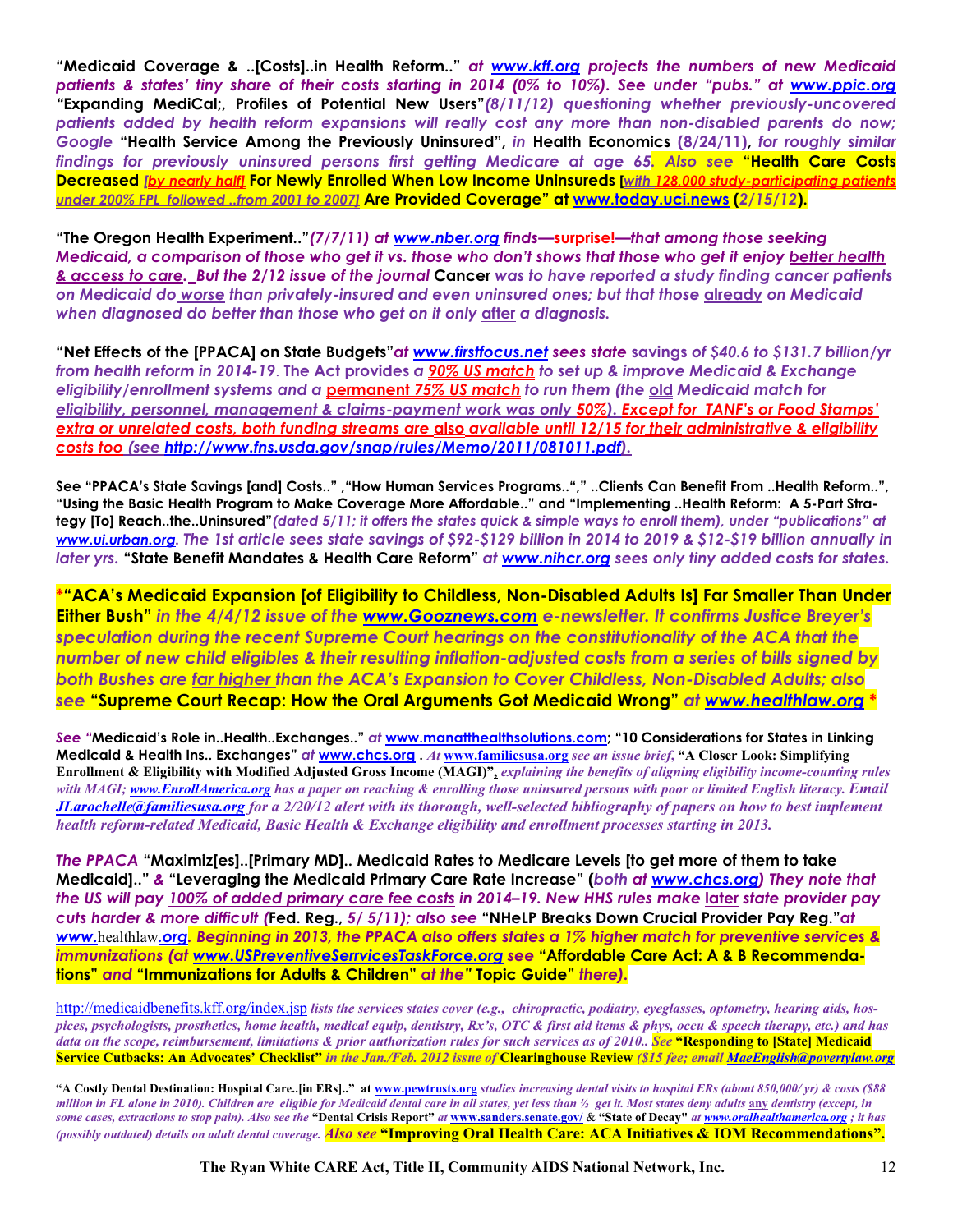**"Medicaid Coverage & ..[Costs]..in Health Reform.."** *at www.kff.org projects the numbers of new Medicaid patients & states' tiny share of their costs starting in 2014 (0% to 10%). See under "pubs." at www.ppic.org* **"Expanding MediCal;, Profiles of Potential New Users"***(8/11/12) questioning whether previously-uncovered patients added by health reform expansions will really cost any more than non-disabled parents do now; Google* **"Health Service Among the Previously Uninsured",** *in* **Health Economics (8/24/11),** *for roughly similar findings for previously uninsured persons first getting Medicare at age 65. Also see* **"Health Care Costs Decreased** *[by nearly half]* **For Newly Enrolled When Low Income Uninsureds [***with 128,000 study-participating patients under 200% FPL followed ..from 2001 to 2007***] Are Provided Coverage" at www.today.uci.news (2/15/12).**

**"The Oregon Health Experiment.."***(7/7/11) at www.nber.org finds—***surprise!***—that among those seeking Medicaid, a comparison of those who get it vs. those who don't shows that those who get it enjoy better health & access to care. But the 2/12 issue of the journal* **Cancer** *was to have reported a study finding cancer patients on Medicaid do worse than privately-insured and even uninsured ones; but that those already on Medicaid when diagnosed do better than those who get on it only after a diagnosis.*

**"Net Effects of the [PPACA] on State Budgets"***at www.firstfocus.net sees state* **savings** *of $40.6 to $131.7 billion/yr from health reform in 2014-19*. **The Act provides** *a 90% US match to set up & improve Medicaid & Exchange eligibility/enrollment systems and a* **permanent 75% US match** *to run them (the old Medicaid match for eligibility, personnel, management & claims-payment work was only 50%). Except for TANF's or Food Stamps' extra or unrelated costs, both funding streams are also available until 12/15 for their administrative & eligibility costs too (see http://www.fns.usda.gov/snap/rules/Memo/2011/081011.pdf).*

**See "PPACA's State Savings [and] Costs.." ,"How Human Services Programs..","** **..Clients Can Benefit From ..Health Reform..", "Using the Basic Health Program to Make Coverage More Affordable.." and "Implementing ..Health Reform: A 5-Part Strategy [To] Reach..the..Uninsured"***(dated 5/11; it offers the states quick & simple ways to enroll them), under "publications" at www.ui.urban.org. The 1st article sees state savings of $92-$129 billion in 2014 to 2019 & $12-$19 billion annually in later yrs.* **"State Benefit Mandates & Health Care Reform"** *at www.nihcr.org sees only tiny added costs for states.*

***"ACA's Medicaid Expansion [of Eligibility to Childless, Non-Disabled Adults Is] Far Smaller Than Under Either Bush"** *in the 4/4/12 issue of the www.Gooznews.com e-newsletter. It confirms Justice Breyer's speculation during the recent Supreme Court hearings on the constitutionality of the ACA that the number of new child eligibles & their resulting inflation-adjusted costs from a series of bills signed by both Bushes are far higher than the ACA's Expansion to Cover Childless, Non-Disabled Adults; also see* **"Supreme Court Recap: How the Oral Arguments Got Medicaid Wrong"** *at www.healthlaw.org* *

*See* **"Medicaid's Role in..Health..Exchanges.."** *at* **www.manatthealthsolutions.com; "10 Considerations for States in Linking Medicaid & Health Ins.. Exchanges"** *at* **www.chcs.org** . *At* **www.familiesusa.org** *see an issue brief*, **"A Closer Look: Simplifying Enrollment & Eligibility with Modified Adjusted Gross Income (MAGI)"**, *explaining the benefits of aligning eligibility income-counting rules with MAGI; www.EnrollAmerica.org has a paper on reaching & enrolling those uninsured persons with poor or limited English literacy. Email JLarochelle@familiesusa.org for a 2/20/12 alert with its thorough, well-selected bibliography of papers on how to best implement health reform-related Medicaid, Basic Health & Exchange eligibility and enrollment processes starting in 2013.*

*The PPACA* **"Maximiz[es]..[Primary MD].. Medicaid Rates to Medicare Levels [to get more of them to take Medicaid].."** *&* **"Leveraging the Medicaid Primary Care Rate Increase"** (*both at www.chcs.org) They note that the US will pay 100% of added primary care fee costs in 2014–19. New HHS rules make* **later** *state provider pay cuts harder & more difficult (***Fed. Reg.***, 5/ 5/11); also see* **"NHeLP Breaks Down Crucial Provider Pay Reg."***at www.healthlaw.org. Beginning in 2013, the PPACA also offers states a 1% higher match for preventive services & immunizations (at www.USPreventiveSerrvicesTaskForce.org see* **"Affordable Care Act: A & B Recommendations"** *and* **"Immunizations for Adults & Children"** *at the"* **Topic Guide"** *there).*

http://medicaidbenefits.kff.org/index.jsp *lists the services states cover (e.g., chiropractic, podiatry, eyeglasses, optometry, hearing aids, hospices, psychologists, prosthetics, home health, medical equip, dentistry, Rx's, OTC & first aid items & phys, occu & speech therapy, etc.) and has data on the scope, reimbursement, limitations & prior authorization rules for such services as of 2010.. See* **"Responding to [State] Medicaid Service Cutbacks: An Advocates' Checklist"** *in the Jan./Feb. 2012 issue of* **Clearinghouse Review** *($15 fee; email MaeEnglish@povertylaw.org*

**"A Costly Dental Destination: Hospital Care..[in ERs].." at www.pewtrusts.org** *studies increasing dental visits to hospital ERs (about 850,000/ yr) & costs ($88 million in FL alone in 2010). Children are eligible for Medicaid dental care in all states, yet less than ½ get it. Most states deny adults* **any** *dentistry (except, in some cases, extractions to stop pain). Also see the* **"Dental Crisis Report"** *at* **www.sanders.senate.gov/** & **"State of Decay"** *at www.oralhealthamerica.org ; it has (possibly outdated) details on adult dental coverage. Also see* **"Improving Oral Health Care: ACA Initiatives & IOM Recommendations".**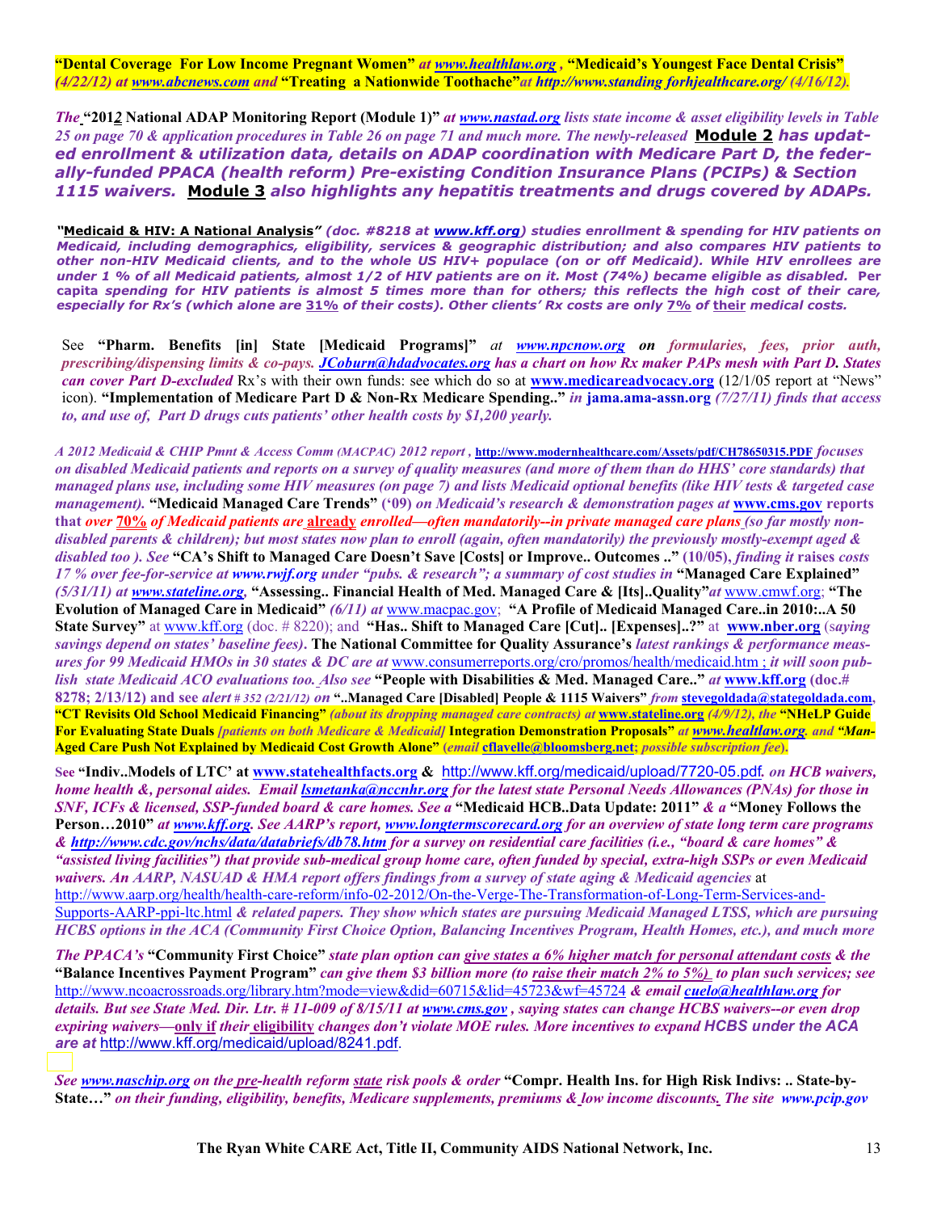**"Dental Coverage For Low Income Pregnant Women"** *at www.healthlaw.org ,* **"Medicaid's Youngest Face Dental Crisis"** *(4/22/12) at www.abcnews.com and* **"Treating a Nationwide Toothache"** *at http://www.standing forhjealthcare.org/ (4/16/12).*

*The* **"2012 National ADAP Monitoring Report (Module 1)"** *at www.nastad.org lists state income & asset eligibility levels in Table 25 on page 70 & application procedures in Table 26 on page 71 and much more. The newly-released* **Module 2** *has updated enrollment & utilization data, details on ADAP coordination with Medicare Part D, the federally-funded PPACA (health reform) Pre-existing Condition Insurance Plans (PCIPs) & Section 1115 waivers.* **Module 3** *also highlights any hepatitis treatments and drugs covered by ADAPs.*

*"***Medicaid & HIV: A National Analysis***" (doc. #8218 at www.kff.org) studies enrollment & spending for HIV patients on Medicaid, including demographics, eligibility, services & geographic distribution; and also compares HIV patients to other non-HIV Medicaid clients, and to the whole US HIV+ populace (on or off Medicaid). While HIV enrollees are under 1 % of all Medicaid patients, almost 1/2 of HIV patients are on it. Most (74%) became eligible as disabled.* **Per capita** *spending for HIV patients is almost 5 times more than for others; this reflects the high cost of their care, especially for Rx's (which alone are* **31%** *of their costs). Other clients' Rx costs are only* **7%** *of* **their** *medical costs.*

See **"Pharm. Benefits [in] State [Medicaid Programs]"** *at www.npcnow.org* **on** *formularies, fees, prior auth, prescribing/dispensing limits & co-pays. JCoburn@hdadvocates.org has a chart on how Rx maker PAPs mesh with Part D. States can cover Part D-excluded* Rx's with their own funds: see which do so at **www.medicareadvocacy.org** (12/1/05 report at "News" icon). **"Implementation of Medicare Part D & Non-Rx Medicare Spending.."** *in* **jama.ama-assn.org** *(7/27/11) finds that access to, and use of, Part D drugs cuts patients' other health costs by $1,200 yearly.*

*A 2012 Medicaid & CHIP Pmnt & Access Comm (MACPAC) 2012 report ,* **http://www.modernhealthcare.com/Assets/pdf/CH78650315.PDF** *focuses on disabled Medicaid patients and reports on a survey of quality measures (and more of them than do HHS' core standards) that managed plans use, including some HIV measures (on page 7) and lists Medicaid optional benefits (like HIV tests & targeted case management).* **"Medicaid Managed Care Trends" ('09)** *on Medicaid's research & demonstration pages at* **www.cms.gov** **reports that** ***over 70% of Medicaid patients are already enrolled—often mandatorily--in private managed care plans (so far mostly non-disabled parents & children); but most states now plan to enroll (again, often mandatorily) the previously mostly-exempt aged & disabled too ). See*** **"CA's Shift to Managed Care Doesn't Save [Costs] or Improve.. Outcomes .." (10/05),** *finding it* **raises** *costs 17 % over fee-for-service at www.rwjf.org under "pubs. & research"; a summary of cost studies in* **"Managed Care Explained"** *(5/31/11) at www.stateline.org,* **"Assessing.. Financial Health of Med. Managed Care & [Its]..Quality"** *at* www.cmwf.org; **"The Evolution of Managed Care in Medicaid"** *(6/11) at* www.macpac.gov; **"A Profile of Medicaid Managed Care..in 2010:..A 50 State Survey"** at www.kff.org (doc. # 8220); and **"Has.. Shift to Managed Care [Cut].. [Expenses]..?"** at **www.nber.org** (*saying savings depend on states' baseline fees).* **The National Committee for Quality Assurance's** *latest rankings & performance measures for 99 Medicaid HMOs in 30 states & DC are at* www.consumerreports.org/cro/promos/health/medicaid.htm ; *it will soon publish state Medicaid ACO evaluations too. Also see* **"People with Disabilities & Med. Managed Care.."** *at* **www.kff.org (doc.# 8278; 2/13/12) and see** *alert # 352 (2/21/12) on* **"..Managed Care [Disabled] People & 1115 Waivers"** *from* **stevegoldada@stategoldada.com**, **"CT Revisits Old School Medicaid Financing"** *(about its dropping managed care contracts) at* **www.stateline.org** *(4/9/12), the* **"NHeLP Guide For Evaluating State Duals** *[patients on both Medicare & Medicaid]* **Integration Demonstration Proposals"** *at www.healtlaw.org. and* **"Man-Aged Care Push Not Explained by Medicaid Cost Growth Alone"** *(email* **cflavelle@bloomsberg.net**; *possible subscription fee).*

See **"Indiv..Models of LTC' at www.statehealthfacts.org &** http://www.kff.org/medicaid/upload/7720-05.pdf. *on HCB waivers, home health &, personal aides. Email lsmetanka@nccnhr.org for the latest state Personal Needs Allowances (PNAs) for those in SNF, ICFs & licensed, SSP-funded board & care homes. See a* **"Medicaid HCB..Data Update: 2011"** *& a* **"Money Follows the Person…2010"** *at www.kff.org. See AARP's report, www.longtermscorecard.org for an overview of state long term care programs & http://www.cdc.gov/nchs/data/databriefs/db78.htm for a survey on residential care facilities (i.e., "board & care homes" & "assisted living facilities") that provide sub-medical group home care, often funded by special, extra-high SSPs or even Medicaid waivers. An AARP, NASUAD & HMA report offers findings from a survey of state aging & Medicaid agencies* at http://www.aarp.org/health/health-care-reform/info-02-2012/On-the-Verge-The-Transformation-of-Long-Term-Services-and-Supports-AARP-ppi-ltc.html *& related papers. They show which states are pursuing Medicaid Managed LTSS, which are pursuing HCBS options in the ACA (Community First Choice Option, Balancing Incentives Program, Health Homes, etc.), and much more*

*The PPACA's* **"Community First Choice"** *state plan option can give states a 6% higher match for personal attendant costs & the* **"Balance Incentives Payment Program"** *can give them $3 billion more (to raise their match 2% to 5%) to plan such services; see* http://www.ncoacrossroads.org/library.htm?mode=view&did=60715&lid=45723&wf=45724 *& email cuelo@healthlaw.org for details. But see State Med. Dir. Ltr. # 11-009 of 8/15/11 at www.cms.gov , saying states can change HCBS waivers--or even drop expiring waivers—***only if** *their* **eligibility** *changes don't violate MOE rules. More incentives to expand HCBS under the ACA are at* http://www.kff.org/medicaid/upload/8241.pdf.

*See www.naschip.org on the pre-health reform state risk pools & order* **"Compr. Health Ins. for High Risk Indivs: .. State-by-State…"** *on their funding, eligibility, benefits, Medicare supplements, premiums & low income discounts. The site www.pcip.gov*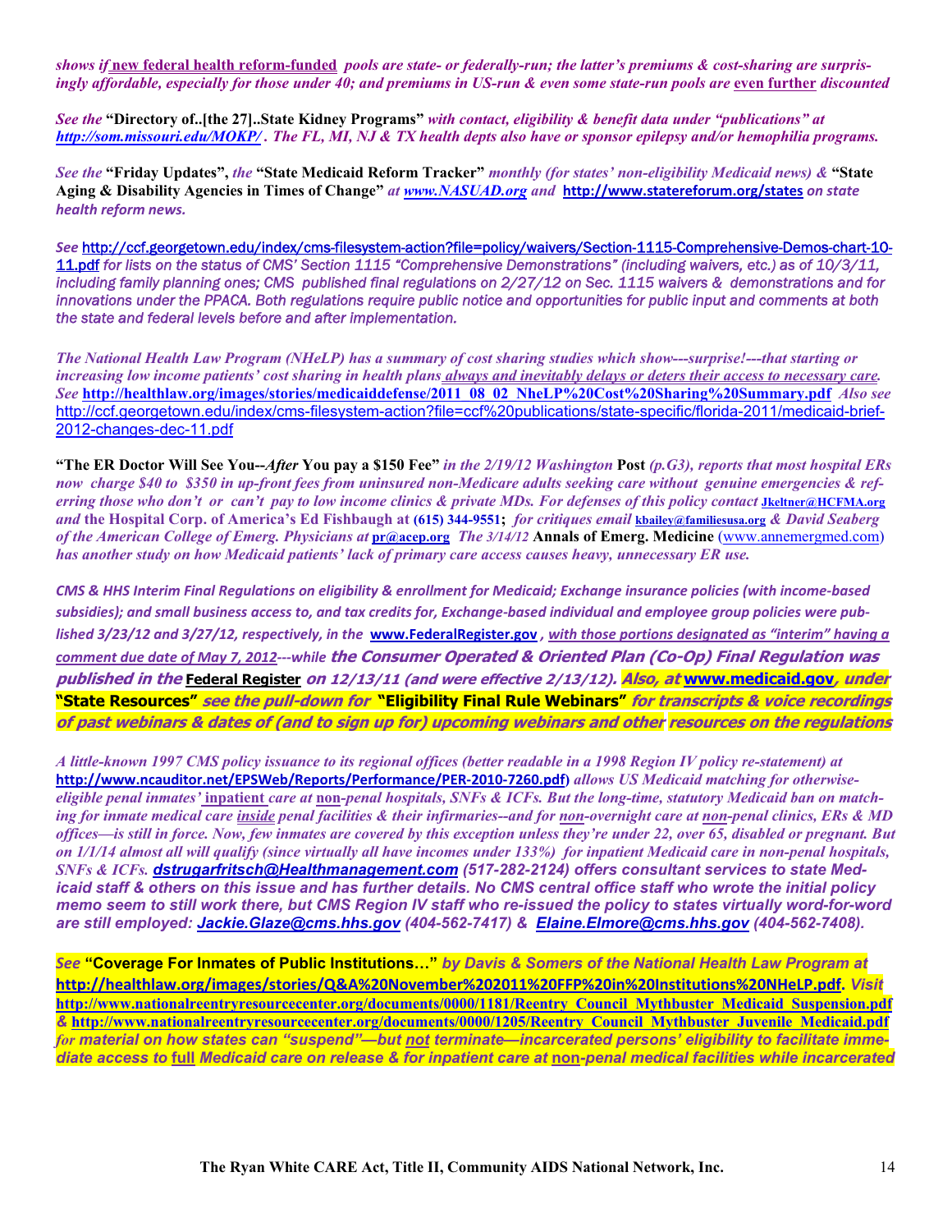*shows if* **new federal health reform-funded** *pools are state- or federally-run; the latter's premiums & cost-sharing are surprisingly affordable, especially for those under 40; and premiums in US-run & even some state-run pools are* **even further** *discounted*

*See the* **"Directory of..[the 27]..State Kidney Programs"** *with contact, eligibility & benefit data under "publications" at http://som.missouri.edu/MOKP/ . The FL, MI, NJ & TX health depts also have or sponsor epilepsy and/or hemophilia programs.*

*See the* **"Friday Updates"**, *the* **"State Medicaid Reform Tracker"** *monthly (for states' non-eligibility Medicaid news) &* **"State Aging & Disability Agencies in Times of Change"** *at www.NASUAD.org and* **http://www.statereforum.org/states** *on state health reform news.*

*See* http://ccf.georgetown.edu/index/cms-filesystem-action?file=policy/waivers/Section-1115-Comprehensive-Demos-chart-10-11.pdf *for lists on the status of CMS' Section 1115 "Comprehensive Demonstrations" (including waivers, etc.) as of 10/3/11, including family planning ones; CMS published final regulations on 2/27/12 on Sec. 1115 waivers & demonstrations and for innovations under the PPACA. Both regulations require public notice and opportunities for public input and comments at both the state and federal levels before and after implementation.*

*The National Health Law Program (NHeLP) has a summary of cost sharing studies which show---surprise!---that starting or increasing low income patients' cost sharing in health plans always and inevitably delays or deters their access to necessary care. See* **http://healthlaw.org/images/stories/medicaiddefense/2011_08_02_NheLP%20Cost%20Sharing%20Summary.pdf** *Also see* http://ccf.georgetown.edu/index/cms-filesystem-action?file=ccf%20publications/state-specific/florida-2011/medicaid-brief-2012-changes-dec-11.pdf

**"The ER Doctor Will See You--*After* You pay a $150 Fee"** *in the 2/19/12 Washington* **Post** *(p.G3), reports that most hospital ERs now charge $40 to $350 in up-front fees from uninsured non-Medicare adults seeking care without genuine emergencies & referring those who don't or can't pay to low income clinics & private MDs. For defenses of this policy contact* **Jkeltner@HCFMA.org** *and* **the Hospital Corp. of America's Ed Fishbaugh at (615) 344-9551;** *for critiques email* **kbailey@familiesusa.org** *& David Seaberg of the American College of Emerg. Physicians at* **pr@acep.org** *The 3/14/12* **Annals of Emerg. Medicine** (www.annemergmed.com) *has another study on how Medicaid patients' lack of primary care access causes heavy, unnecessary ER use.*

*CMS & HHS Interim Final Regulations on eligibility & enrollment for Medicaid; Exchange insurance policies (with income-based subsidies); and small business access to, and tax credits for, Exchange-based individual and employee group policies were published 3/23/12 and 3/27/12, respectively, in the* **www.FederalRegister.gov** *, with those portions designated as "interim" having a comment due date of May 7, 2012---while* ***the Consumer Operated & Oriented Plan (Co-Op) Final Regulation was published in the*** **Federal Register** ***on 12/13/11 (and were effective 2/13/12). Also, at*** **www.medicaid.gov**, ***under*** **"State Resources"** ***see the pull-down for*** **"Eligibility Final Rule Webinars"** ***for transcripts & voice recordings of past webinars & dates of (and to sign up for) upcoming webinars and other resources on the regulations***

*A little-known 1997 CMS policy issuance to its regional offices (better readable in a 1998 Region IV policy re-statement) at* **http://www.ncauditor.net/EPSWeb/Reports/Performance/PER-2010-7260.pdf)** *allows US Medicaid matching for otherwise-eligible penal inmates'* **inpatient** *care at* **non***-penal hospitals, SNFs & ICFs. But the long-time, statutory Medicaid ban on matching for inmate medical care inside penal facilities & their infirmaries--and for non-overnight care at non-penal clinics, ERs & MD offices—is still in force. Now, few inmates are covered by this exception unless they're under 22, over 65, disabled or pregnant. But on 1/1/14 almost all will qualify (since virtually all have incomes under 133%) for inpatient Medicaid care in non-penal hospitals, SNFs & ICFs.* ***dstrugarfritsch@Healthmanagement.com (517-282-2124) offers consultant services to state Medicaid staff & others on this issue and has further details. No CMS central office staff who wrote the initial policy memo seem to still work there, but CMS Region IV staff who re-issued the policy to states virtually word-for-word are still employed: Jackie.Glaze@cms.hhs.gov (404-562-7417) & Elaine.Elmore@cms.hhs.gov (404-562-7408).***

*See* **"Coverage For Inmates of Public Institutions…"** ***by Davis & Somers of the National Health Law Program at*** **http://healthlaw.org/images/stories/Q&A%20November%202011%20FFP%20in%20Institutions%20NHeLP.pdf.** ***Visit*** **http://www.nationalreentryresourcecenter.org/documents/0000/1181/Reentry_Council_Mythbuster_Medicaid_Suspension.pdf** *&* **http://www.nationalreentryresourcecenter.org/documents/0000/1205/Reentry_Council_Mythbuster_Juvenile_Medicaid.pdf** ***for material on how states can "suspend"—but not terminate—incarcerated persons' eligibility to facilitate immediate access to full Medicaid care on release & for inpatient care at non-penal medical facilities while incarcerated***

**The Ryan White CARE Act, Title II, Community AIDS National Network, Inc.**